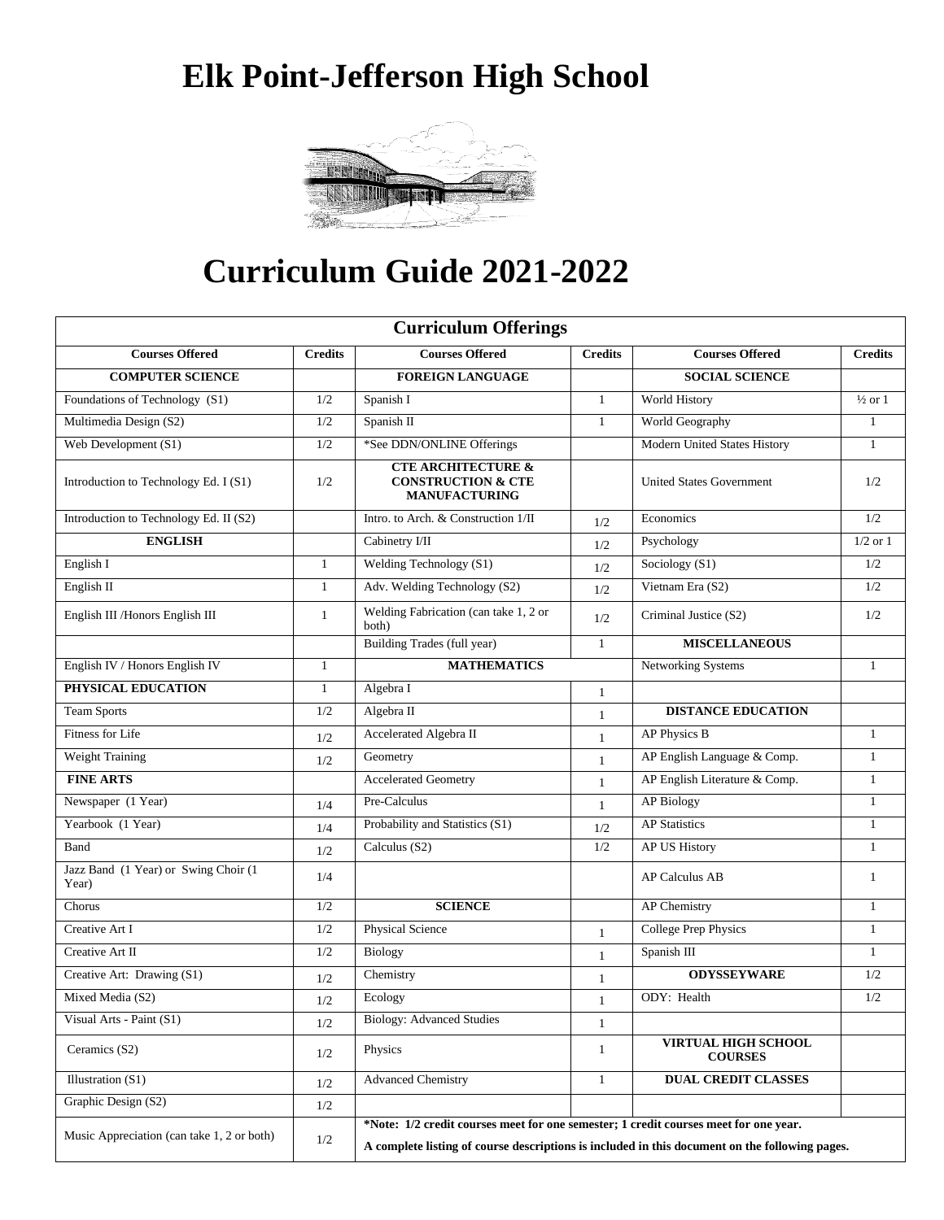# Elk Point-Jefferson High School

# Curriculum Guide 2021-2022

| Curriculum Offerings | | | | | |
|---|---|---|---|---|---|
| **Courses Offered** | **Credits** | **Courses Offered** | **Credits** | **Courses Offered** | **Credits** |
| **COMPUTER SCIENCE** | | **FOREIGN LANGUAGE** | | **SOCIAL SCIENCE** | |
| Foundations of Technology (S1) | 1/2 | Spanish I | 1 | World History | ½ or 1 |
| Multimedia Design (S2) | 1/2 | Spanish II | 1 | World Geography | 1 |
| Web Development (S1) | 1/2 | *See DDN/ONLINE Offerings | | Modern United States History | 1 |
| Introduction to Technology Ed. I (S1) | 1/2 | **CTE ARCHITECTURE & CONSTRUCTION & CTE MANUFACTURING** | | United States Government | 1/2 |
| Introduction to Technology Ed. II (S2) | | Intro. to Arch. & Construction 1/II | 1/2 | Economics | 1/2 |
| **ENGLISH** | | Cabinetry I/II | 1/2 | Psychology | 1/2 or 1 |
| English I | 1 | Welding Technology (S1) | 1/2 | Sociology (S1) | 1/2 |
| English II | 1 | Adv. Welding Technology (S2) | 1/2 | Vietnam Era (S2) | 1/2 |
| English III /Honors English III | 1 | Welding Fabrication (can take 1, 2 or both) | 1/2 | Criminal Justice (S2) | 1/2 |
| | | Building Trades (full year) | 1 | **MISCELLANEOUS** | |
| English IV / Honors English IV | 1 | **MATHEMATICS** | | Networking Systems | 1 |
| **PHYSICAL EDUCATION** | 1 | Algebra I | 1 | | |
| Team Sports | 1/2 | Algebra II | 1 | **DISTANCE EDUCATION** | |
| Fitness for Life | 1/2 | Accelerated Algebra II | 1 | AP Physics B | 1 |
| Weight Training | 1/2 | Geometry | 1 | AP English Language & Comp. | 1 |
| **FINE ARTS** | | Accelerated Geometry | 1 | AP English Literature & Comp. | 1 |
| Newspaper (1 Year) | 1/4 | Pre-Calculus | 1 | AP Biology | 1 |
| Yearbook (1 Year) | 1/4 | Probability and Statistics (S1) | 1/2 | AP Statistics | 1 |
| Band | 1/2 | Calculus (S2) | 1/2 | AP US History | 1 |
| Jazz Band (1 Year) or Swing Choir (1 Year) | 1/4 | | | AP Calculus AB | 1 |
| Chorus | 1/2 | **SCIENCE** | | AP Chemistry | 1 |
| Creative Art I | 1/2 | Physical Science | 1 | College Prep Physics | 1 |
| Creative Art II | 1/2 | Biology | 1 | Spanish III | 1 |
| Creative Art: Drawing (S1) | 1/2 | Chemistry | 1 | **ODYSSEYWARE** | 1/2 |
| Mixed Media (S2) | 1/2 | Ecology | 1 | ODY: Health | 1/2 |
| Visual Arts - Paint (S1) | 1/2 | Biology: Advanced Studies | 1 | | |
| Ceramics (S2) | 1/2 | Physics | 1 | **VIRTUAL HIGH SCHOOL COURSES** | |
| Illustration (S1) | 1/2 | Advanced Chemistry | 1 | **DUAL CREDIT CLASSES** | |
| Graphic Design (S2) | 1/2 | | | | |
| Music Appreciation (can take 1, 2 or both) | 1/2 | **\*Note: 1/2 credit courses meet for one semester; 1 credit courses meet for one year. A complete listing of course descriptions is included in this document on the following pages.** | | | |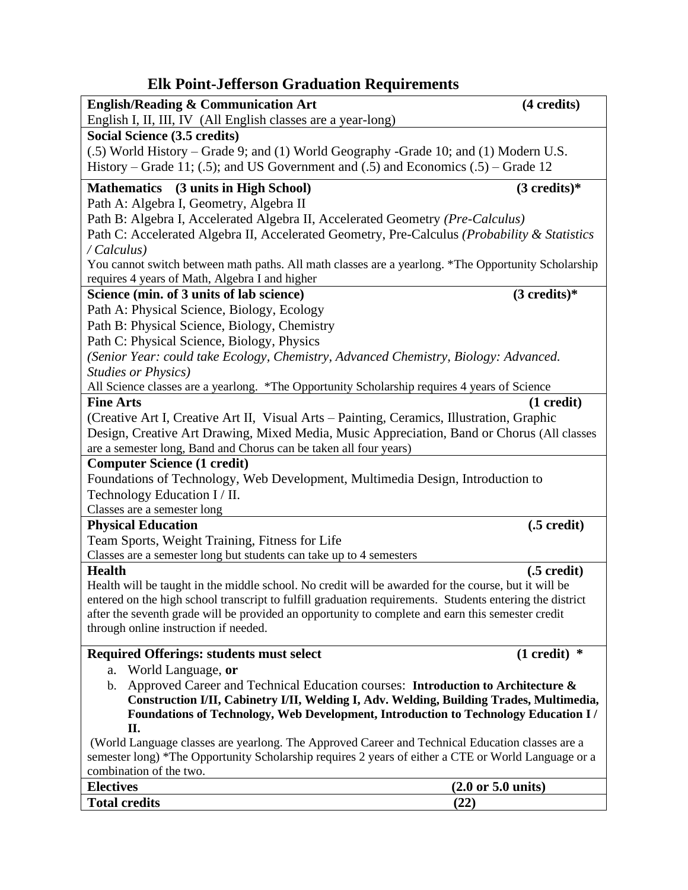# Elk Point-Jefferson Graduation Requirements

**English/Reading & Communication Art** **(4 credits)**

English I, II, III, IV (All English classes are a year-long)

**Social Science (3.5 credits)**

(.5) World History – Grade 9; and (1) World Geography -Grade 10; and (1) Modern U.S. History – Grade 11; (.5); and US Government and (.5) and Economics (.5) – Grade 12

**Mathematics (3 units in High School)** **(3 credits)***

Path A: Algebra I, Geometry, Algebra II

Path B: Algebra I, Accelerated Algebra II, Accelerated Geometry *(Pre-Calculus)*

Path C: Accelerated Algebra II, Accelerated Geometry, Pre-Calculus *(Probability & Statistics / Calculus)*

You cannot switch between math paths. All math classes are a yearlong. *The Opportunity Scholarship requires 4 years of Math, Algebra I and higher

**Science (min. of 3 units of lab science)** **(3 credits)***

Path A: Physical Science, Biology, Ecology

Path B: Physical Science, Biology, Chemistry

Path C: Physical Science, Biology, Physics

*(Senior Year: could take Ecology, Chemistry, Advanced Chemistry, Biology: Advanced. Studies or Physics)*

All Science classes are a yearlong. *The Opportunity Scholarship requires 4 years of Science

**Fine Arts** **(1 credit)**

(Creative Art I, Creative Art II, Visual Arts – Painting, Ceramics, Illustration, Graphic Design, Creative Art Drawing, Mixed Media, Music Appreciation, Band or Chorus (All classes are a semester long, Band and Chorus can be taken all four years)

**Computer Science (1 credit)**

Foundations of Technology, Web Development, Multimedia Design, Introduction to Technology Education I / II.

Classes are a semester long

**Physical Education** **(.5 credit)**

Team Sports, Weight Training, Fitness for Life

Classes are a semester long but students can take up to 4 semesters

**Health** **(.5 credit)**

Health will be taught in the middle school. No credit will be awarded for the course, but it will be entered on the high school transcript to fulfill graduation requirements. Students entering the district after the seventh grade will be provided an opportunity to complete and earn this semester credit through online instruction if needed.

**Required Offerings: students must select** **(1 credit) ***

a. World Language, **or**
b. Approved Career and Technical Education courses: **Introduction to Architecture & Construction I/II, Cabinetry I/II, Welding I, Adv. Welding, Building Trades, Multimedia, Foundations of Technology, Web Development, Introduction to Technology Education I / II.**

(World Language classes are yearlong. The Approved Career and Technical Education classes are a semester long) *The Opportunity Scholarship requires 2 years of either a CTE or World Language or a combination of the two.

| **Electives** | **(2.0 or 5.0 units)** |
|---|---|
| **Total credits** | **(22)** |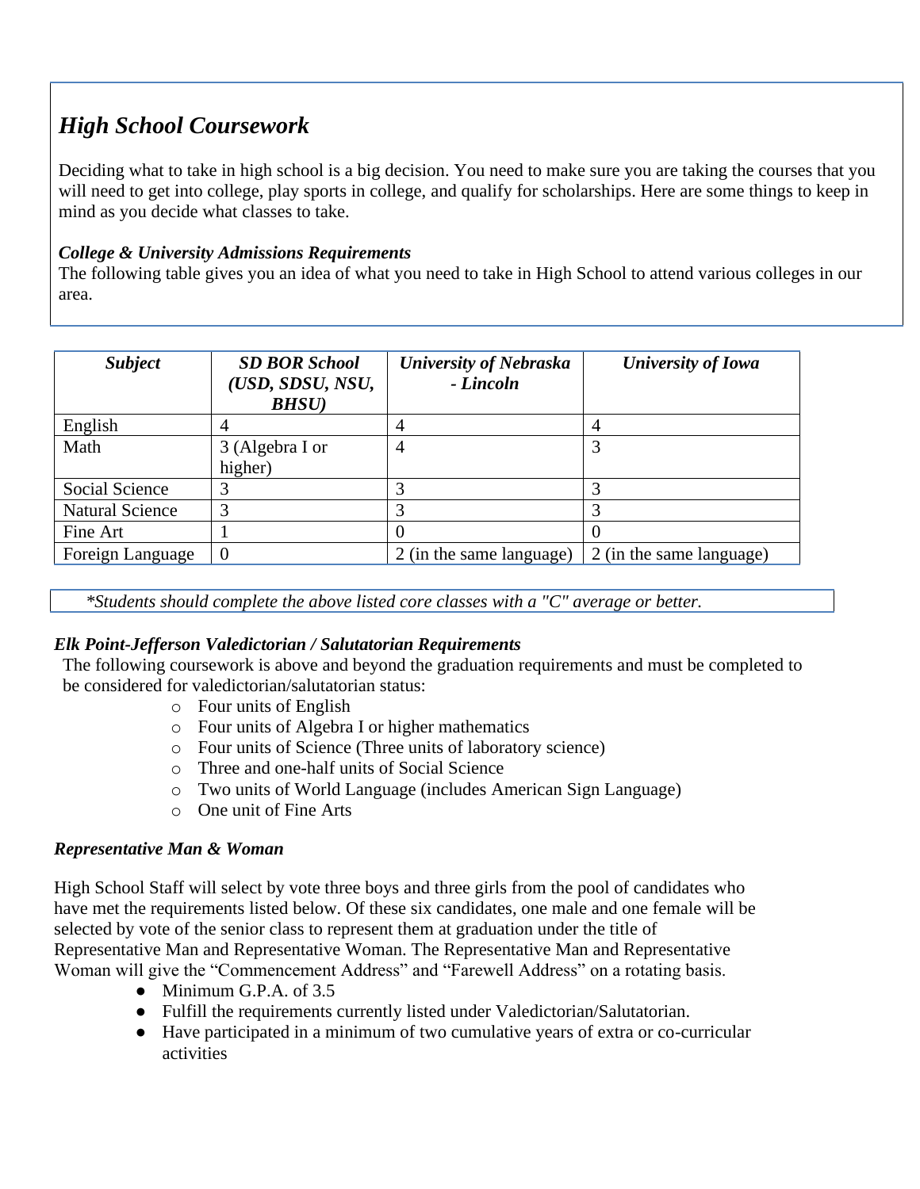## *High School Coursework*

Deciding what to take in high school is a big decision. You need to make sure you are taking the courses that you will need to get into college, play sports in college, and qualify for scholarships. Here are some things to keep in mind as you decide what classes to take.

### *College & University Admissions Requirements*

The following table gives you an idea of what you need to take in High School to attend various colleges in our area.

| *Subject* | *SD BOR School (USD, SDSU, NSU, BHSU)* | *University of Nebraska - Lincoln* | *University of Iowa* |
|---|---|---|---|
| English | 4 | 4 | 4 |
| Math | 3 (Algebra I or higher) | 4 | 3 |
| Social Science | 3 | 3 | 3 |
| Natural Science | 3 | 3 | 3 |
| Fine Art | 1 | 0 | 0 |
| Foreign Language | 0 | 2 (in the same language) | 2 (in the same language) |

*\*Students should complete the above listed core classes with a "C" average or better.*

### *Elk Point-Jefferson Valedictorian / Salutatorian Requirements*

The following coursework is above and beyond the graduation requirements and must be completed to be considered for valedictorian/salutatorian status:

- Four units of English
- Four units of Algebra I or higher mathematics
- Four units of Science (Three units of laboratory science)
- Three and one-half units of Social Science
- Two units of World Language (includes American Sign Language)
- One unit of Fine Arts

### *Representative Man & Woman*

High School Staff will select by vote three boys and three girls from the pool of candidates who have met the requirements listed below. Of these six candidates, one male and one female will be selected by vote of the senior class to represent them at graduation under the title of Representative Man and Representative Woman. The Representative Man and Representative Woman will give the "Commencement Address" and "Farewell Address" on a rotating basis.

- Minimum G.P.A. of 3.5
- Fulfill the requirements currently listed under Valedictorian/Salutatorian.
- Have participated in a minimum of two cumulative years of extra or co-curricular activities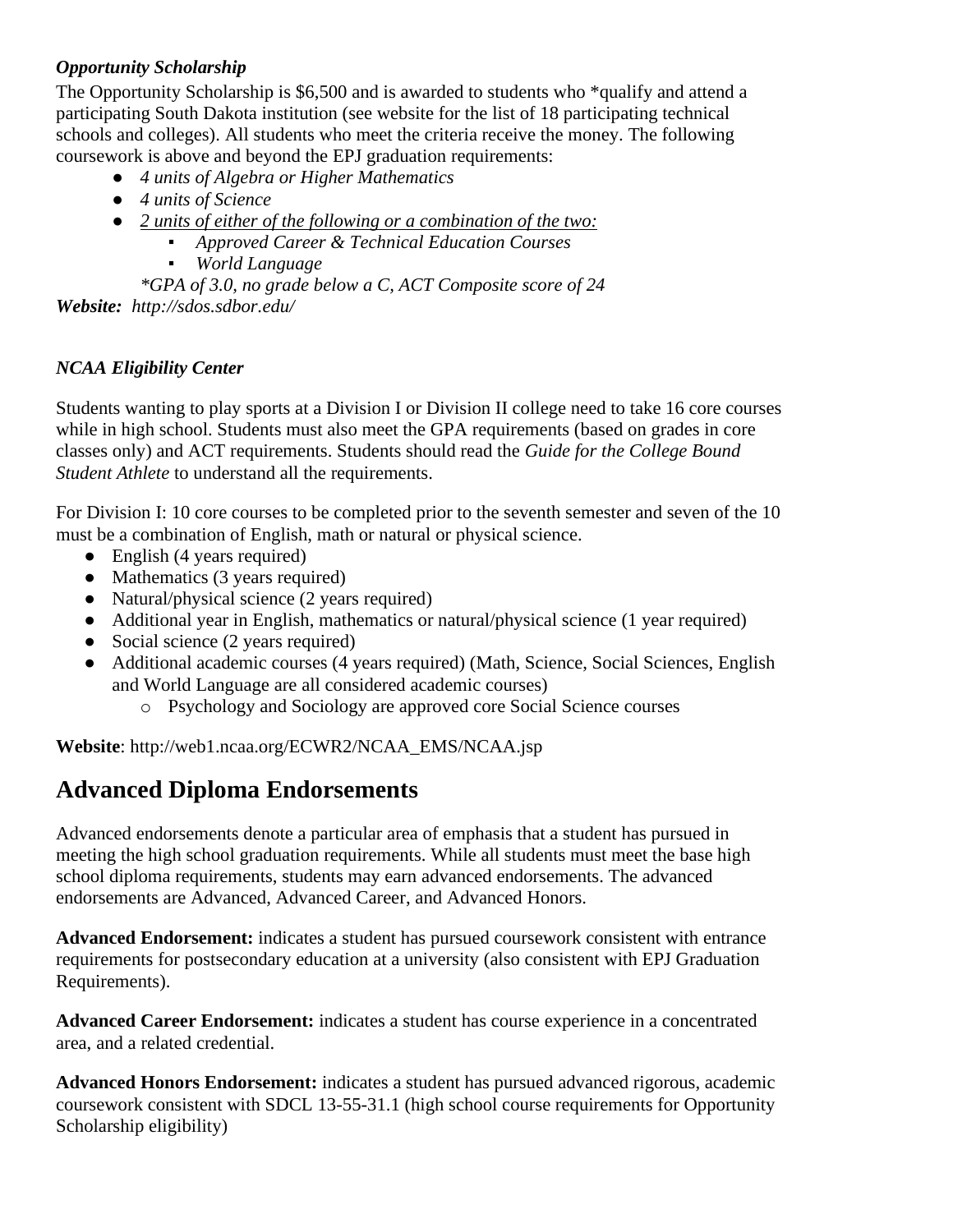***Opportunity Scholarship***

The Opportunity Scholarship is $6,500 and is awarded to students who *qualify and attend a participating South Dakota institution (see website for the list of 18 participating technical schools and colleges). All students who meet the criteria receive the money. The following coursework is above and beyond the EPJ graduation requirements:

- *4 units of Algebra or Higher Mathematics*
- *4 units of Science*
- <u>*2 units of either of the following or a combination of the two:*</u>
    - *Approved Career & Technical Education Courses*
    - *World Language*

*\*GPA of 3.0, no grade below a C, ACT Composite score of 24*

***Website:*** *http://sdos.sdbor.edu/*

***NCAA Eligibility Center***

Students wanting to play sports at a Division I or Division II college need to take 16 core courses while in high school. Students must also meet the GPA requirements (based on grades in core classes only) and ACT requirements. Students should read the *Guide for the College Bound Student Athlete* to understand all the requirements.

For Division I: 10 core courses to be completed prior to the seventh semester and seven of the 10 must be a combination of English, math or natural or physical science.

- English (4 years required)
- Mathematics (3 years required)
- Natural/physical science (2 years required)
- Additional year in English, mathematics or natural/physical science (1 year required)
- Social science (2 years required)
- Additional academic courses (4 years required) (Math, Science, Social Sciences, English and World Language are all considered academic courses)
    - Psychology and Sociology are approved core Social Science courses

**Website**: http://web1.ncaa.org/ECWR2/NCAA_EMS/NCAA.jsp

## Advanced Diploma Endorsements

Advanced endorsements denote a particular area of emphasis that a student has pursued in meeting the high school graduation requirements. While all students must meet the base high school diploma requirements, students may earn advanced endorsements. The advanced endorsements are Advanced, Advanced Career, and Advanced Honors.

**Advanced Endorsement:** indicates a student has pursued coursework consistent with entrance requirements for postsecondary education at a university (also consistent with EPJ Graduation Requirements).

**Advanced Career Endorsement:** indicates a student has course experience in a concentrated area, and a related credential.

**Advanced Honors Endorsement:** indicates a student has pursued advanced rigorous, academic coursework consistent with SDCL 13-55-31.1 (high school course requirements for Opportunity Scholarship eligibility)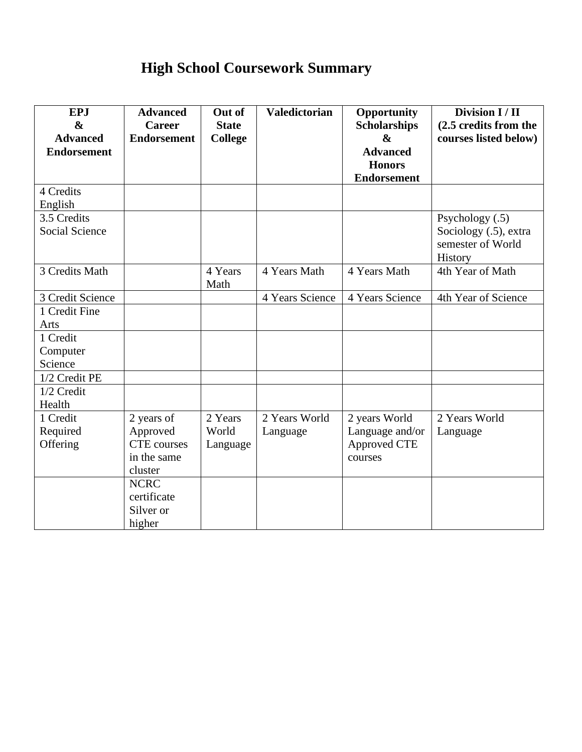# High School Coursework Summary

| EPJ & Advanced Endorsement | Advanced Career Endorsement | Out of State College | Valedictorian | Opportunity Scholarships & Advanced Honors Endorsement | Division I / II (2.5 credits from the courses listed below) |
|---|---|---|---|---|---|
| 4 Credits English | | | | | |
| 3.5 Credits Social Science | | | | | Psychology (.5) Sociology (.5), extra semester of World History |
| 3 Credits Math | | 4 Years Math | 4 Years Math | 4 Years Math | 4th Year of Math |
| 3 Credit Science | | | 4 Years Science | 4 Years Science | 4th Year of Science |
| 1 Credit Fine Arts | | | | | |
| 1 Credit Computer Science | | | | | |
| 1/2 Credit PE | | | | | |
| 1/2 Credit Health | | | | | |
| 1 Credit Required Offering | 2 years of Approved CTE courses in the same cluster | 2 Years World Language | 2 Years World Language | 2 years World Language and/or Approved CTE courses | 2 Years World Language |
| | NCRC certificate Silver or higher | | | | |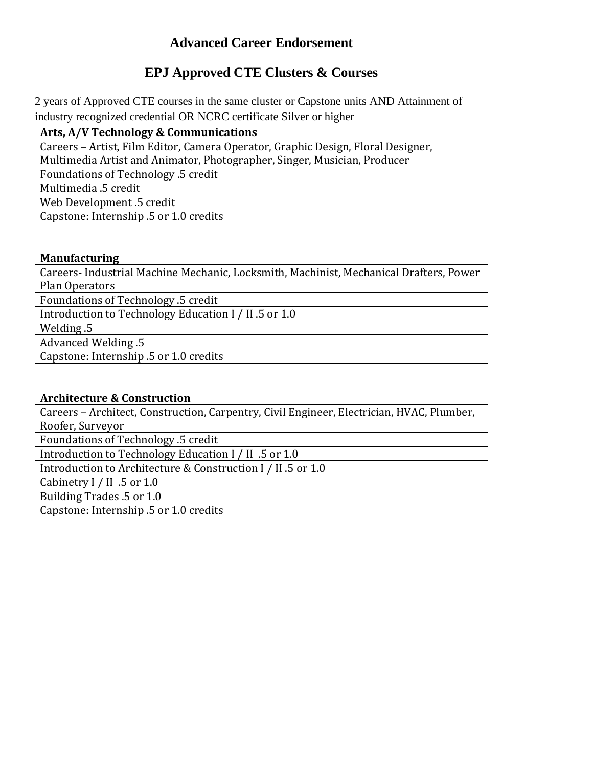# Advanced Career Endorsement

## EPJ Approved CTE Clusters & Courses

2 years of Approved CTE courses in the same cluster or Capstone units AND Attainment of industry recognized credential OR NCRC certificate Silver or higher

| **Arts, A/V Technology & Communications** |
|---|
| Careers – Artist, Film Editor, Camera Operator, Graphic Design, Floral Designer, Multimedia Artist and Animator, Photographer, Singer, Musician, Producer |
| Foundations of Technology .5 credit |
| Multimedia .5 credit |
| Web Development .5 credit |
| Capstone: Internship .5 or 1.0 credits |

| **Manufacturing** |
|---|
| Careers- Industrial Machine Mechanic, Locksmith, Machinist, Mechanical Drafters, Power Plan Operators |
| Foundations of Technology .5 credit |
| Introduction to Technology Education I / II .5 or 1.0 |
| Welding .5 |
| Advanced Welding .5 |
| Capstone: Internship .5 or 1.0 credits |

| **Architecture & Construction** |
|---|
| Careers – Architect, Construction, Carpentry, Civil Engineer, Electrician, HVAC, Plumber, Roofer, Surveyor |
| Foundations of Technology .5 credit |
| Introduction to Technology Education I / II .5 or 1.0 |
| Introduction to Architecture & Construction I / II .5 or 1.0 |
| Cabinetry I / II .5 or 1.0 |
| Building Trades .5 or 1.0 |
| Capstone: Internship .5 or 1.0 credits |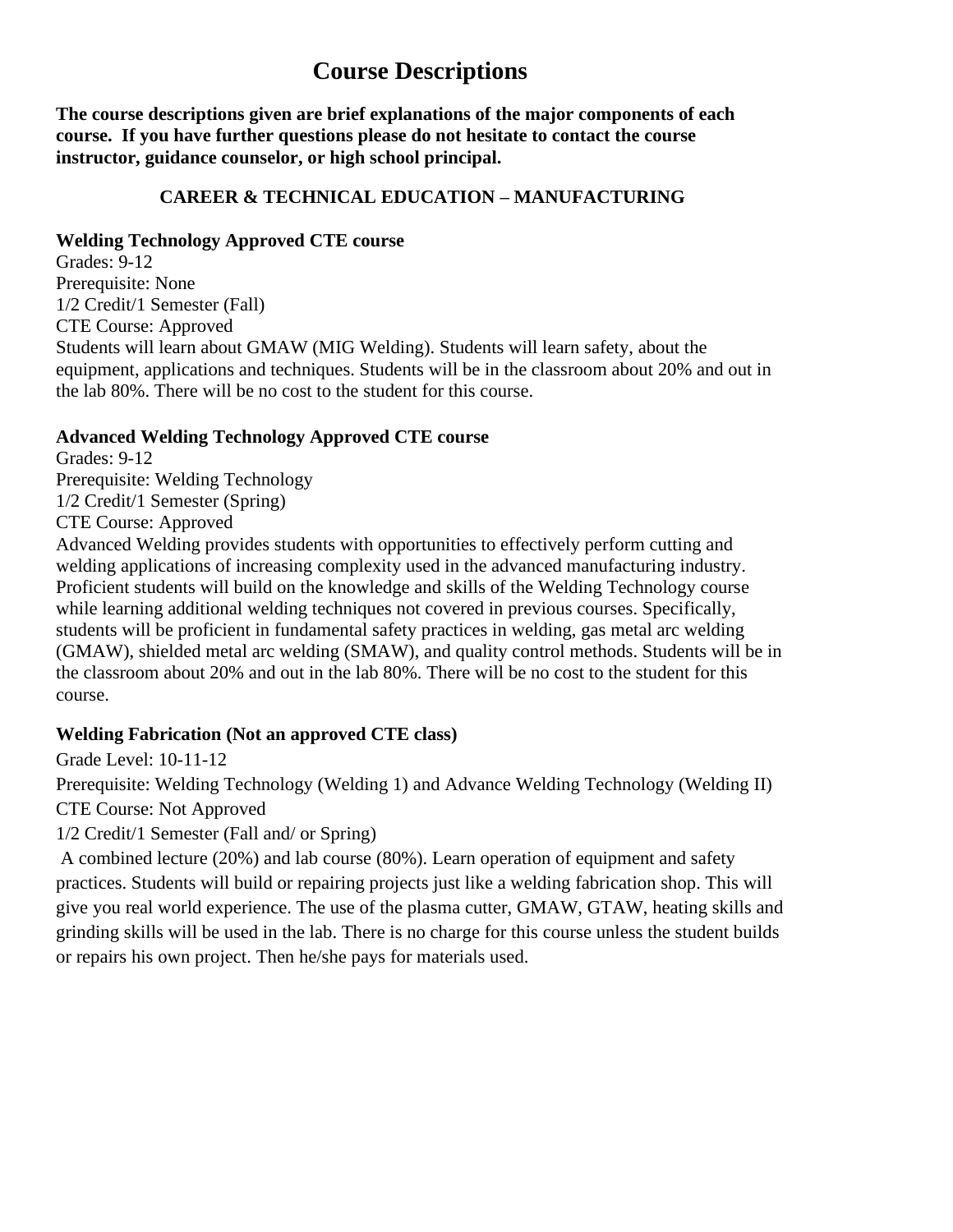# Course Descriptions

**The course descriptions given are brief explanations of the major components of each course. If you have further questions please do not hesitate to contact the course instructor, guidance counselor, or high school principal.**

## CAREER & TECHNICAL EDUCATION – MANUFACTURING

**Welding Technology Approved CTE course**

Grades: 9-12
Prerequisite: None
1/2 Credit/1 Semester (Fall)
CTE Course: Approved
Students will learn about GMAW (MIG Welding). Students will learn safety, about the equipment, applications and techniques. Students will be in the classroom about 20% and out in the lab 80%. There will be no cost to the student for this course.

**Advanced Welding Technology Approved CTE course**

Grades: 9-12
Prerequisite: Welding Technology
1/2 Credit/1 Semester (Spring)
CTE Course: Approved
Advanced Welding provides students with opportunities to effectively perform cutting and welding applications of increasing complexity used in the advanced manufacturing industry. Proficient students will build on the knowledge and skills of the Welding Technology course while learning additional welding techniques not covered in previous courses. Specifically, students will be proficient in fundamental safety practices in welding, gas metal arc welding (GMAW), shielded metal arc welding (SMAW), and quality control methods. Students will be in the classroom about 20% and out in the lab 80%. There will be no cost to the student for this course.

**Welding Fabrication (Not an approved CTE class)**

Grade Level: 10-11-12
Prerequisite: Welding Technology (Welding 1) and Advance Welding Technology (Welding II)
CTE Course: Not Approved
1/2 Credit/1 Semester (Fall and/ or Spring)
A combined lecture (20%) and lab course (80%). Learn operation of equipment and safety practices. Students will build or repairing projects just like a welding fabrication shop. This will give you real world experience. The use of the plasma cutter, GMAW, GTAW, heating skills and grinding skills will be used in the lab. There is no charge for this course unless the student builds or repairs his own project. Then he/she pays for materials used.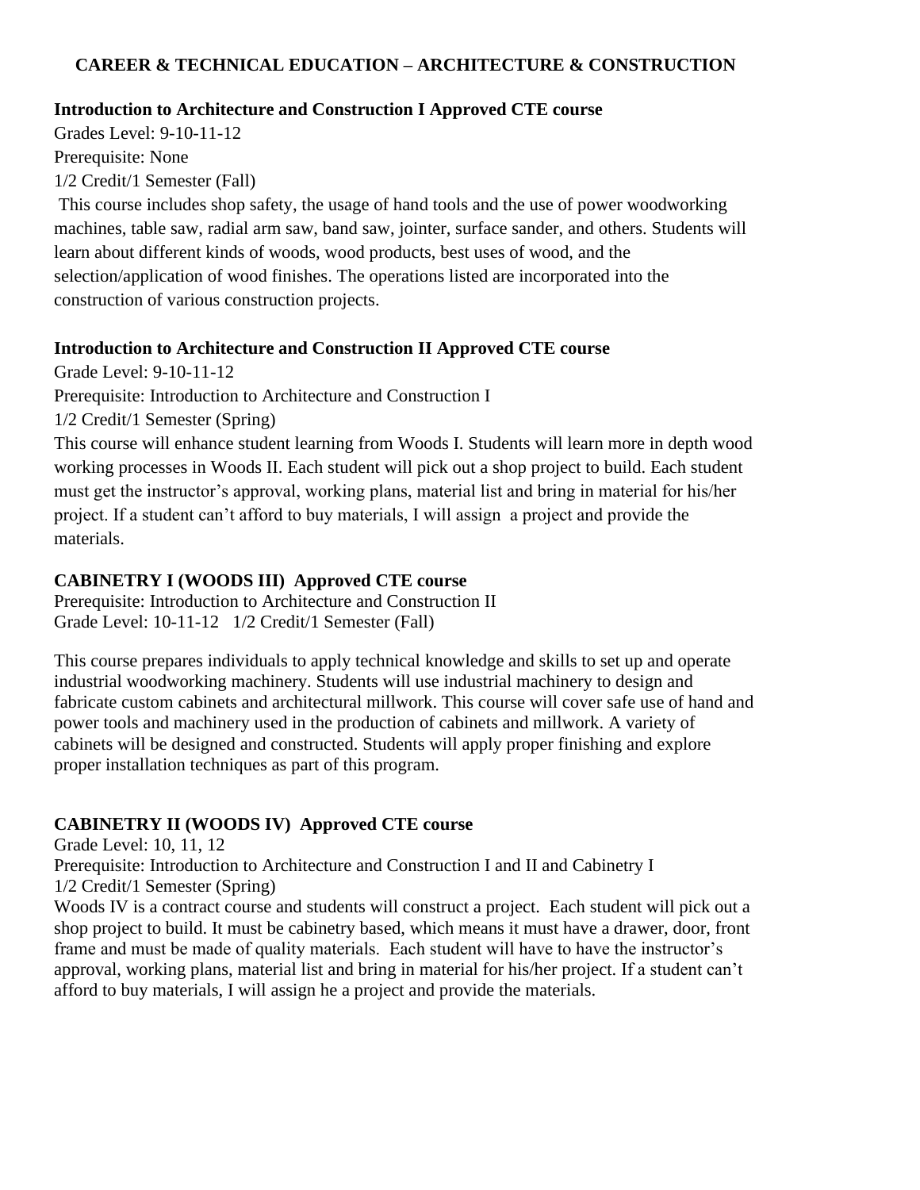# CAREER & TECHNICAL EDUCATION – ARCHITECTURE & CONSTRUCTION

**Introduction to Architecture and Construction I Approved CTE course**

Grades Level: 9-10-11-12

Prerequisite: None

1/2 Credit/1 Semester (Fall)

This course includes shop safety, the usage of hand tools and the use of power woodworking machines, table saw, radial arm saw, band saw, jointer, surface sander, and others. Students will learn about different kinds of woods, wood products, best uses of wood, and the selection/application of wood finishes. The operations listed are incorporated into the construction of various construction projects.

**Introduction to Architecture and Construction II Approved CTE course**

Grade Level: 9-10-11-12

Prerequisite: Introduction to Architecture and Construction I

1/2 Credit/1 Semester (Spring)

This course will enhance student learning from Woods I. Students will learn more in depth wood working processes in Woods II. Each student will pick out a shop project to build. Each student must get the instructor's approval, working plans, material list and bring in material for his/her project. If a student can't afford to buy materials, I will assign a project and provide the materials.

**CABINETRY I (WOODS III) Approved CTE course**

Prerequisite: Introduction to Architecture and Construction II

Grade Level: 10-11-12 1/2 Credit/1 Semester (Fall)

This course prepares individuals to apply technical knowledge and skills to set up and operate industrial woodworking machinery. Students will use industrial machinery to design and fabricate custom cabinets and architectural millwork. This course will cover safe use of hand and power tools and machinery used in the production of cabinets and millwork. A variety of cabinets will be designed and constructed. Students will apply proper finishing and explore proper installation techniques as part of this program.

**CABINETRY II (WOODS IV) Approved CTE course**

Grade Level: 10, 11, 12

Prerequisite: Introduction to Architecture and Construction I and II and Cabinetry I

1/2 Credit/1 Semester (Spring)

Woods IV is a contract course and students will construct a project. Each student will pick out a shop project to build. It must be cabinetry based, which means it must have a drawer, door, front frame and must be made of quality materials. Each student will have to have the instructor's approval, working plans, material list and bring in material for his/her project. If a student can't afford to buy materials, I will assign he a project and provide the materials.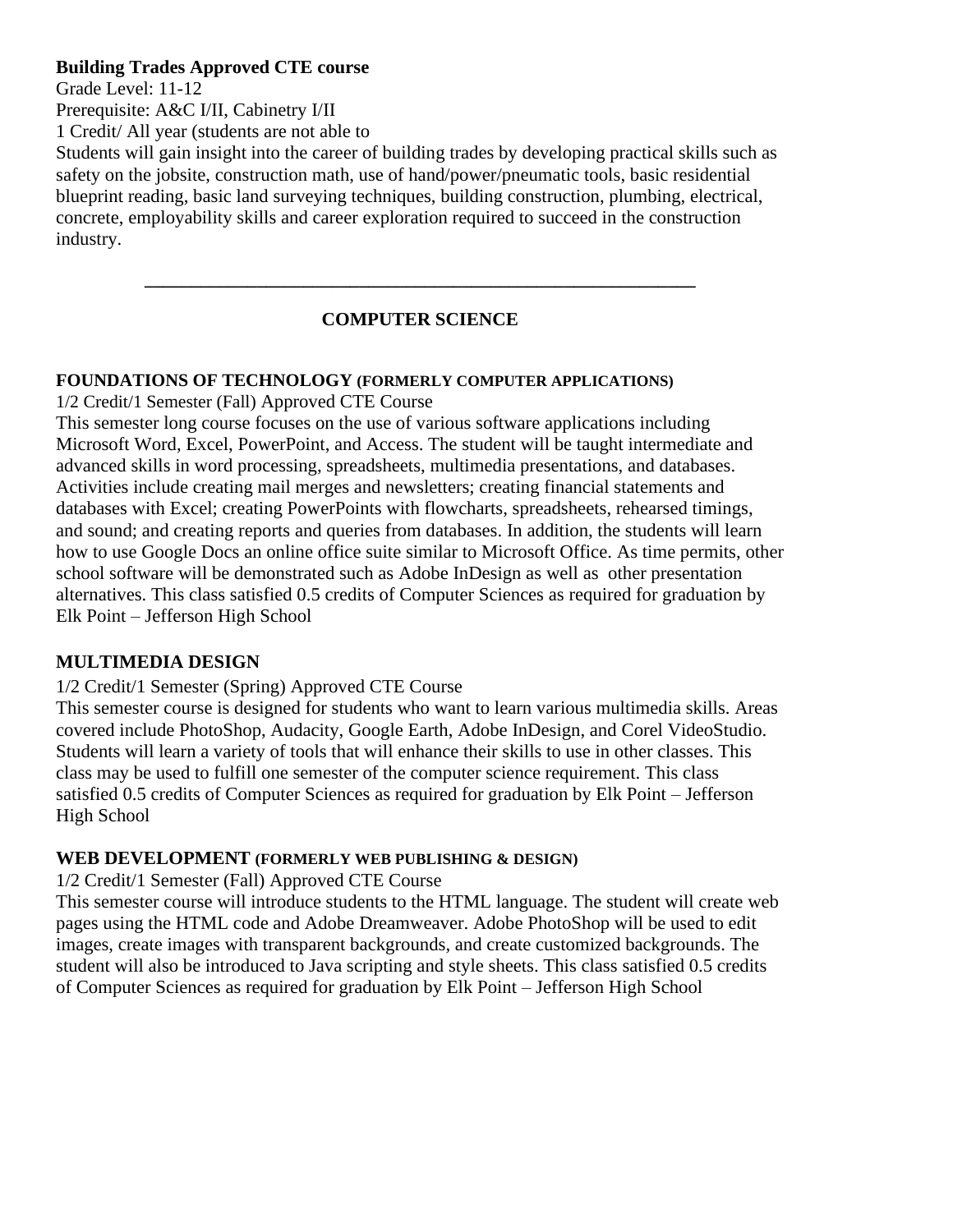**Building Trades Approved CTE course**
Grade Level: 11-12
Prerequisite: A&C I/II, Cabinetry I/II
1 Credit/ All year (students are not able to
Students will gain insight into the career of building trades by developing practical skills such as safety on the jobsite, construction math, use of hand/power/pneumatic tools, basic residential blueprint reading, basic land surveying techniques, building construction, plumbing, electrical, concrete, employability skills and career exploration required to succeed in the construction industry.

---

## COMPUTER SCIENCE

### FOUNDATIONS OF TECHNOLOGY (FORMERLY COMPUTER APPLICATIONS)

1/2 Credit/1 Semester (Fall) Approved CTE Course
This semester long course focuses on the use of various software applications including Microsoft Word, Excel, PowerPoint, and Access. The student will be taught intermediate and advanced skills in word processing, spreadsheets, multimedia presentations, and databases. Activities include creating mail merges and newsletters; creating financial statements and databases with Excel; creating PowerPoints with flowcharts, spreadsheets, rehearsed timings, and sound; and creating reports and queries from databases. In addition, the students will learn how to use Google Docs an online office suite similar to Microsoft Office. As time permits, other school software will be demonstrated such as Adobe InDesign as well as other presentation alternatives. This class satisfied 0.5 credits of Computer Sciences as required for graduation by Elk Point – Jefferson High School

### MULTIMEDIA DESIGN

1/2 Credit/1 Semester (Spring) Approved CTE Course
This semester course is designed for students who want to learn various multimedia skills. Areas covered include PhotoShop, Audacity, Google Earth, Adobe InDesign, and Corel VideoStudio. Students will learn a variety of tools that will enhance their skills to use in other classes. This class may be used to fulfill one semester of the computer science requirement. This class satisfied 0.5 credits of Computer Sciences as required for graduation by Elk Point – Jefferson High School

### WEB DEVELOPMENT (FORMERLY WEB PUBLISHING & DESIGN)

1/2 Credit/1 Semester (Fall) Approved CTE Course
This semester course will introduce students to the HTML language. The student will create web pages using the HTML code and Adobe Dreamweaver. Adobe PhotoShop will be used to edit images, create images with transparent backgrounds, and create customized backgrounds. The student will also be introduced to Java scripting and style sheets. This class satisfied 0.5 credits of Computer Sciences as required for graduation by Elk Point – Jefferson High School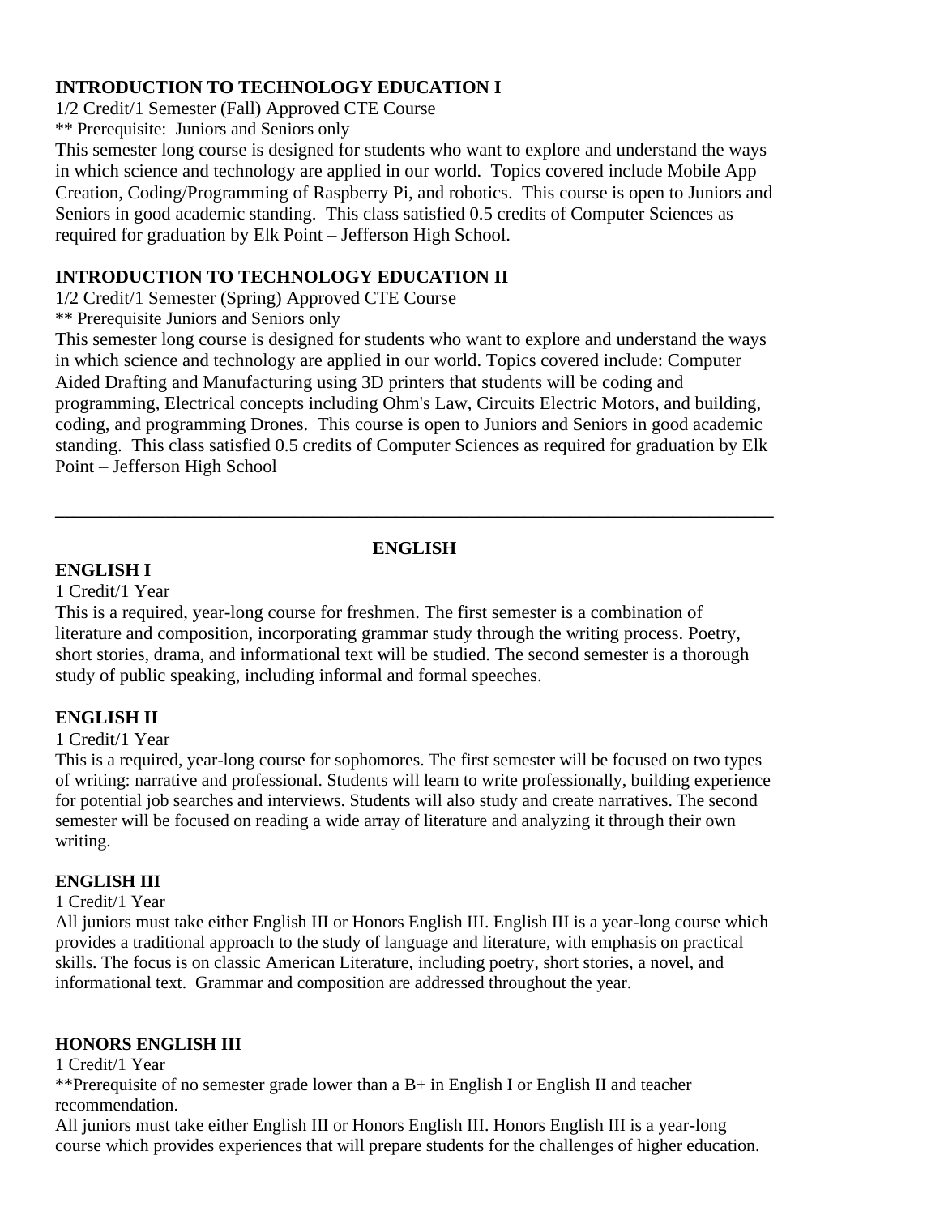### INTRODUCTION TO TECHNOLOGY EDUCATION I

1/2 Credit/1 Semester (Fall) Approved CTE Course

** Prerequisite: Juniors and Seniors only

This semester long course is designed for students who want to explore and understand the ways in which science and technology are applied in our world. Topics covered include Mobile App Creation, Coding/Programming of Raspberry Pi, and robotics. This course is open to Juniors and Seniors in good academic standing. This class satisfied 0.5 credits of Computer Sciences as required for graduation by Elk Point – Jefferson High School.

### INTRODUCTION TO TECHNOLOGY EDUCATION II

1/2 Credit/1 Semester (Spring) Approved CTE Course

** Prerequisite Juniors and Seniors only

This semester long course is designed for students who want to explore and understand the ways in which science and technology are applied in our world. Topics covered include: Computer Aided Drafting and Manufacturing using 3D printers that students will be coding and programming, Electrical concepts including Ohm's Law, Circuits Electric Motors, and building, coding, and programming Drones. This course is open to Juniors and Seniors in good academic standing. This class satisfied 0.5 credits of Computer Sciences as required for graduation by Elk Point – Jefferson High School

---

## ENGLISH

### ENGLISH I

1 Credit/1 Year

This is a required, year-long course for freshmen. The first semester is a combination of literature and composition, incorporating grammar study through the writing process. Poetry, short stories, drama, and informational text will be studied. The second semester is a thorough study of public speaking, including informal and formal speeches.

### ENGLISH II

1 Credit/1 Year

This is a required, year-long course for sophomores. The first semester will be focused on two types of writing: narrative and professional. Students will learn to write professionally, building experience for potential job searches and interviews. Students will also study and create narratives. The second semester will be focused on reading a wide array of literature and analyzing it through their own writing.

### ENGLISH III

1 Credit/1 Year

All juniors must take either English III or Honors English III. English III is a year-long course which provides a traditional approach to the study of language and literature, with emphasis on practical skills. The focus is on classic American Literature, including poetry, short stories, a novel, and informational text. Grammar and composition are addressed throughout the year.

### HONORS ENGLISH III

1 Credit/1 Year

**Prerequisite of no semester grade lower than a B+ in English I or English II and teacher recommendation.

All juniors must take either English III or Honors English III. Honors English III is a year-long course which provides experiences that will prepare students for the challenges of higher education.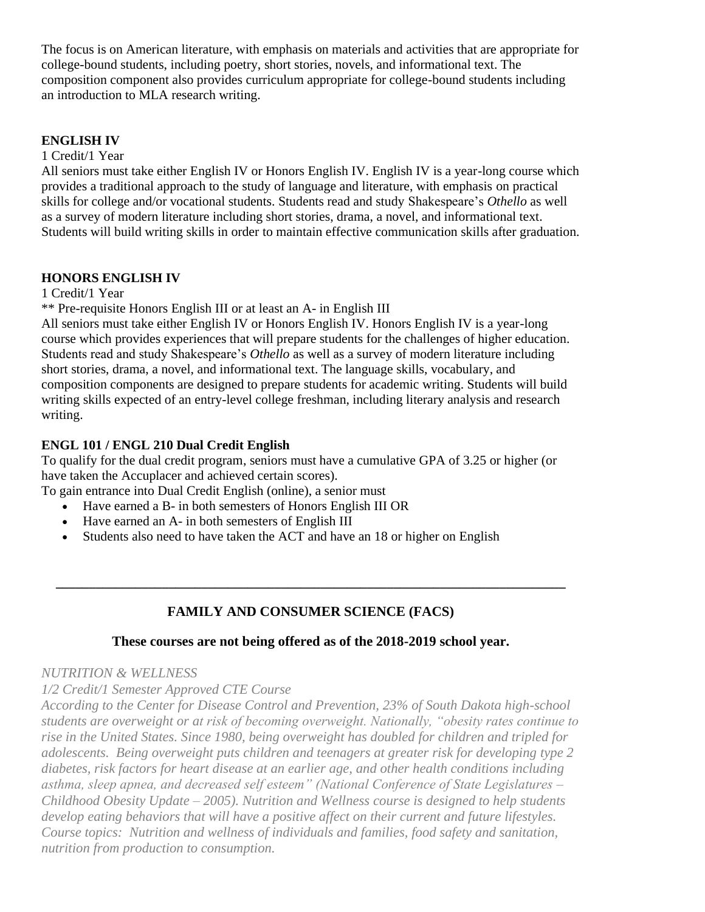The focus is on American literature, with emphasis on materials and activities that are appropriate for college-bound students, including poetry, short stories, novels, and informational text. The composition component also provides curriculum appropriate for college-bound students including an introduction to MLA research writing.

**ENGLISH IV**

1 Credit/1 Year

All seniors must take either English IV or Honors English IV. English IV is a year-long course which provides a traditional approach to the study of language and literature, with emphasis on practical skills for college and/or vocational students. Students read and study Shakespeare's *Othello* as well as a survey of modern literature including short stories, drama, a novel, and informational text. Students will build writing skills in order to maintain effective communication skills after graduation.

**HONORS ENGLISH IV**

1 Credit/1 Year

** Pre-requisite Honors English III or at least an A- in English III

All seniors must take either English IV or Honors English IV. Honors English IV is a year-long course which provides experiences that will prepare students for the challenges of higher education. Students read and study Shakespeare's *Othello* as well as a survey of modern literature including short stories, drama, a novel, and informational text. The language skills, vocabulary, and composition components are designed to prepare students for academic writing. Students will build writing skills expected of an entry-level college freshman, including literary analysis and research writing.

**ENGL 101 / ENGL 210 Dual Credit English**

To qualify for the dual credit program, seniors must have a cumulative GPA of 3.25 or higher (or have taken the Accuplacer and achieved certain scores).

To gain entrance into Dual Credit English (online), a senior must

- Have earned a B- in both semesters of Honors English III OR
- Have earned an A- in both semesters of English III
- Students also need to have taken the ACT and have an 18 or higher on English

---

## FAMILY AND CONSUMER SCIENCE (FACS)

**These courses are not being offered as of the 2018-2019 school year.**

*NUTRITION & WELLNESS*

*1/2 Credit/1 Semester Approved CTE Course*

*According to the Center for Disease Control and Prevention, 23% of South Dakota high-school students are overweight or at risk of becoming overweight. Nationally, "obesity rates continue to rise in the United States. Since 1980, being overweight has doubled for children and tripled for adolescents. Being overweight puts children and teenagers at greater risk for developing type 2 diabetes, risk factors for heart disease at an earlier age, and other health conditions including asthma, sleep apnea, and decreased self esteem" (National Conference of State Legislatures – Childhood Obesity Update – 2005). Nutrition and Wellness course is designed to help students develop eating behaviors that will have a positive affect on their current and future lifestyles. Course topics: Nutrition and wellness of individuals and families, food safety and sanitation, nutrition from production to consumption.*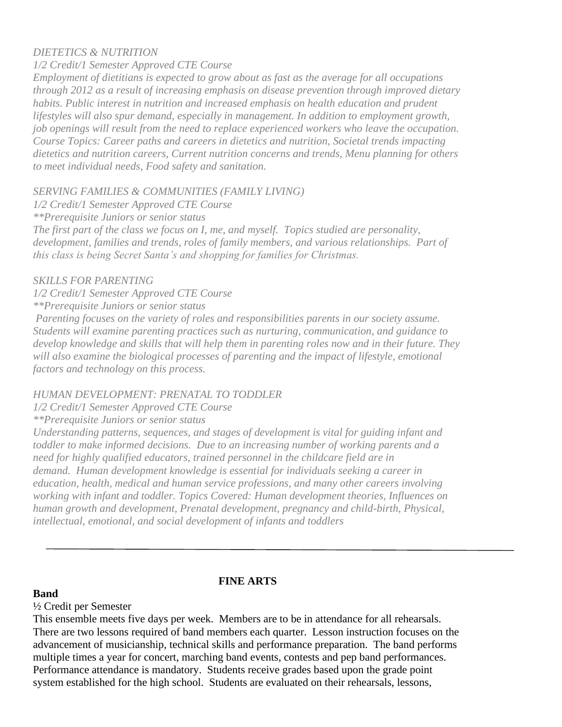*DIETETICS & NUTRITION*

*1/2 Credit/1 Semester Approved CTE Course*

*Employment of dietitians is expected to grow about as fast as the average for all occupations through 2012 as a result of increasing emphasis on disease prevention through improved dietary habits. Public interest in nutrition and increased emphasis on health education and prudent lifestyles will also spur demand, especially in management. In addition to employment growth, job openings will result from the need to replace experienced workers who leave the occupation. Course Topics: Career paths and careers in dietetics and nutrition, Societal trends impacting dietetics and nutrition careers, Current nutrition concerns and trends, Menu planning for others to meet individual needs, Food safety and sanitation.*

*SERVING FAMILIES & COMMUNITIES (FAMILY LIVING)*

*1/2 Credit/1 Semester Approved CTE Course*

*\*\*Prerequisite Juniors or senior status*

*The first part of the class we focus on I, me, and myself. Topics studied are personality, development, families and trends, roles of family members, and various relationships. Part of this class is being Secret Santa's and shopping for families for Christmas.*

*SKILLS FOR PARENTING*

*1/2 Credit/1 Semester Approved CTE Course*

*\*\*Prerequisite Juniors or senior status*

*Parenting focuses on the variety of roles and responsibilities parents in our society assume. Students will examine parenting practices such as nurturing, communication, and guidance to develop knowledge and skills that will help them in parenting roles now and in their future. They will also examine the biological processes of parenting and the impact of lifestyle, emotional factors and technology on this process.*

*HUMAN DEVELOPMENT: PRENATAL TO TODDLER*

*1/2 Credit/1 Semester Approved CTE Course*

*\*\*Prerequisite Juniors or senior status*

*Understanding patterns, sequences, and stages of development is vital for guiding infant and toddler to make informed decisions. Due to an increasing number of working parents and a need for highly qualified educators, trained personnel in the childcare field are in demand. Human development knowledge is essential for individuals seeking a career in education, health, medical and human service professions, and many other careers involving working with infant and toddler. Topics Covered: Human development theories, Influences on human growth and development, Prenatal development, pregnancy and child-birth, Physical, intellectual, emotional, and social development of infants and toddlers*

---

## FINE ARTS

**Band**

½ Credit per Semester

This ensemble meets five days per week. Members are to be in attendance for all rehearsals. There are two lessons required of band members each quarter. Lesson instruction focuses on the advancement of musicianship, technical skills and performance preparation. The band performs multiple times a year for concert, marching band events, contests and pep band performances. Performance attendance is mandatory. Students receive grades based upon the grade point system established for the high school. Students are evaluated on their rehearsals, lessons,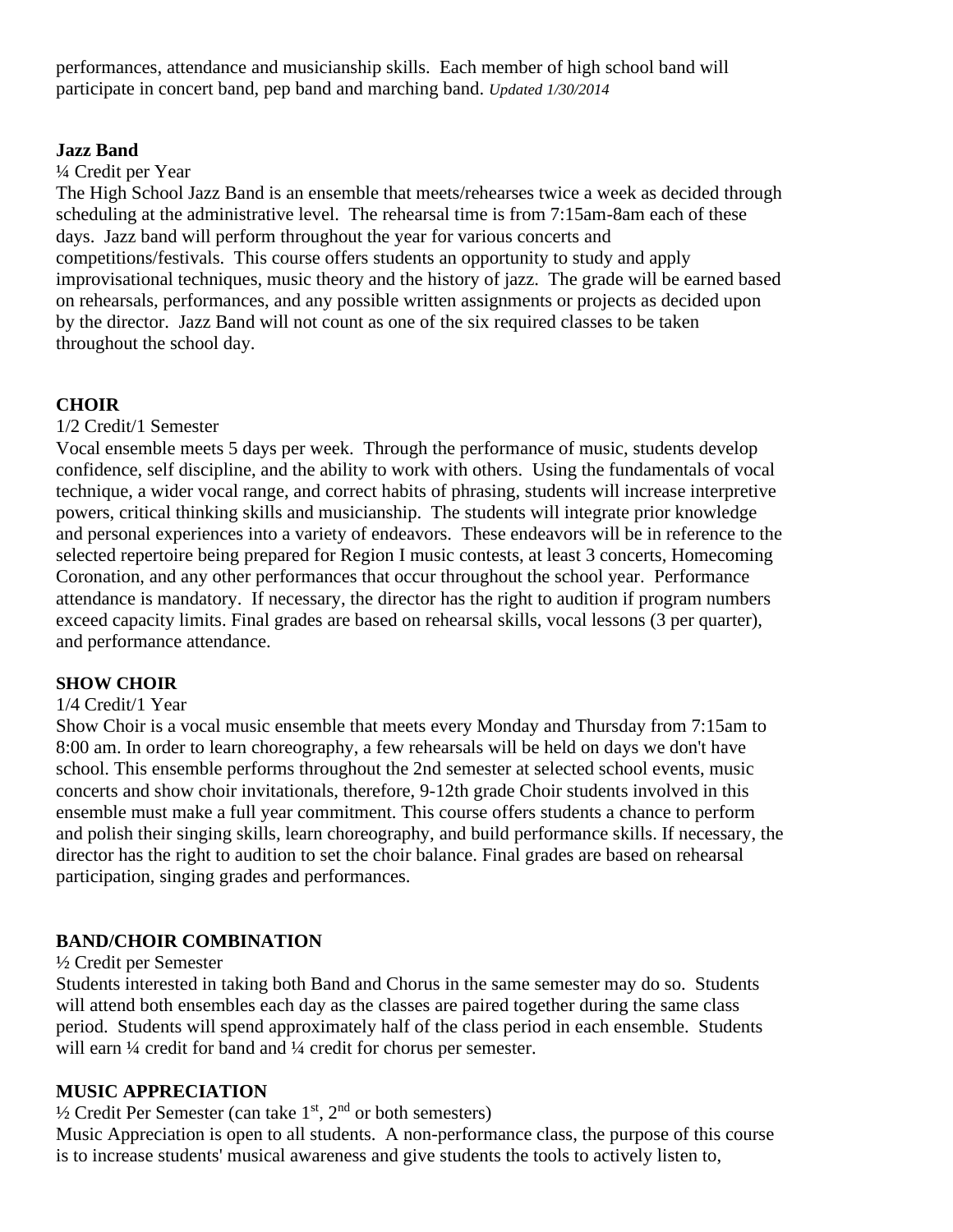performances, attendance and musicianship skills. Each member of high school band will participate in concert band, pep band and marching band. *Updated 1/30/2014*

### Jazz Band

¼ Credit per Year

The High School Jazz Band is an ensemble that meets/rehearses twice a week as decided through scheduling at the administrative level. The rehearsal time is from 7:15am-8am each of these days. Jazz band will perform throughout the year for various concerts and competitions/festivals. This course offers students an opportunity to study and apply improvisational techniques, music theory and the history of jazz. The grade will be earned based on rehearsals, performances, and any possible written assignments or projects as decided upon by the director. Jazz Band will not count as one of the six required classes to be taken throughout the school day.

### CHOIR

1/2 Credit/1 Semester

Vocal ensemble meets 5 days per week. Through the performance of music, students develop confidence, self discipline, and the ability to work with others. Using the fundamentals of vocal technique, a wider vocal range, and correct habits of phrasing, students will increase interpretive powers, critical thinking skills and musicianship. The students will integrate prior knowledge and personal experiences into a variety of endeavors. These endeavors will be in reference to the selected repertoire being prepared for Region I music contests, at least 3 concerts, Homecoming Coronation, and any other performances that occur throughout the school year. Performance attendance is mandatory. If necessary, the director has the right to audition if program numbers exceed capacity limits. Final grades are based on rehearsal skills, vocal lessons (3 per quarter), and performance attendance.

### SHOW CHOIR

1/4 Credit/1 Year

Show Choir is a vocal music ensemble that meets every Monday and Thursday from 7:15am to 8:00 am. In order to learn choreography, a few rehearsals will be held on days we don't have school. This ensemble performs throughout the 2nd semester at selected school events, music concerts and show choir invitationals, therefore, 9-12th grade Choir students involved in this ensemble must make a full year commitment. This course offers students a chance to perform and polish their singing skills, learn choreography, and build performance skills. If necessary, the director has the right to audition to set the choir balance. Final grades are based on rehearsal participation, singing grades and performances.

### BAND/CHOIR COMBINATION

½ Credit per Semester

Students interested in taking both Band and Chorus in the same semester may do so. Students will attend both ensembles each day as the classes are paired together during the same class period. Students will spend approximately half of the class period in each ensemble. Students will earn ¼ credit for band and ¼ credit for chorus per semester.

### MUSIC APPRECIATION

½ Credit Per Semester (can take 1st, 2nd or both semesters)

Music Appreciation is open to all students. A non-performance class, the purpose of this course is to increase students' musical awareness and give students the tools to actively listen to,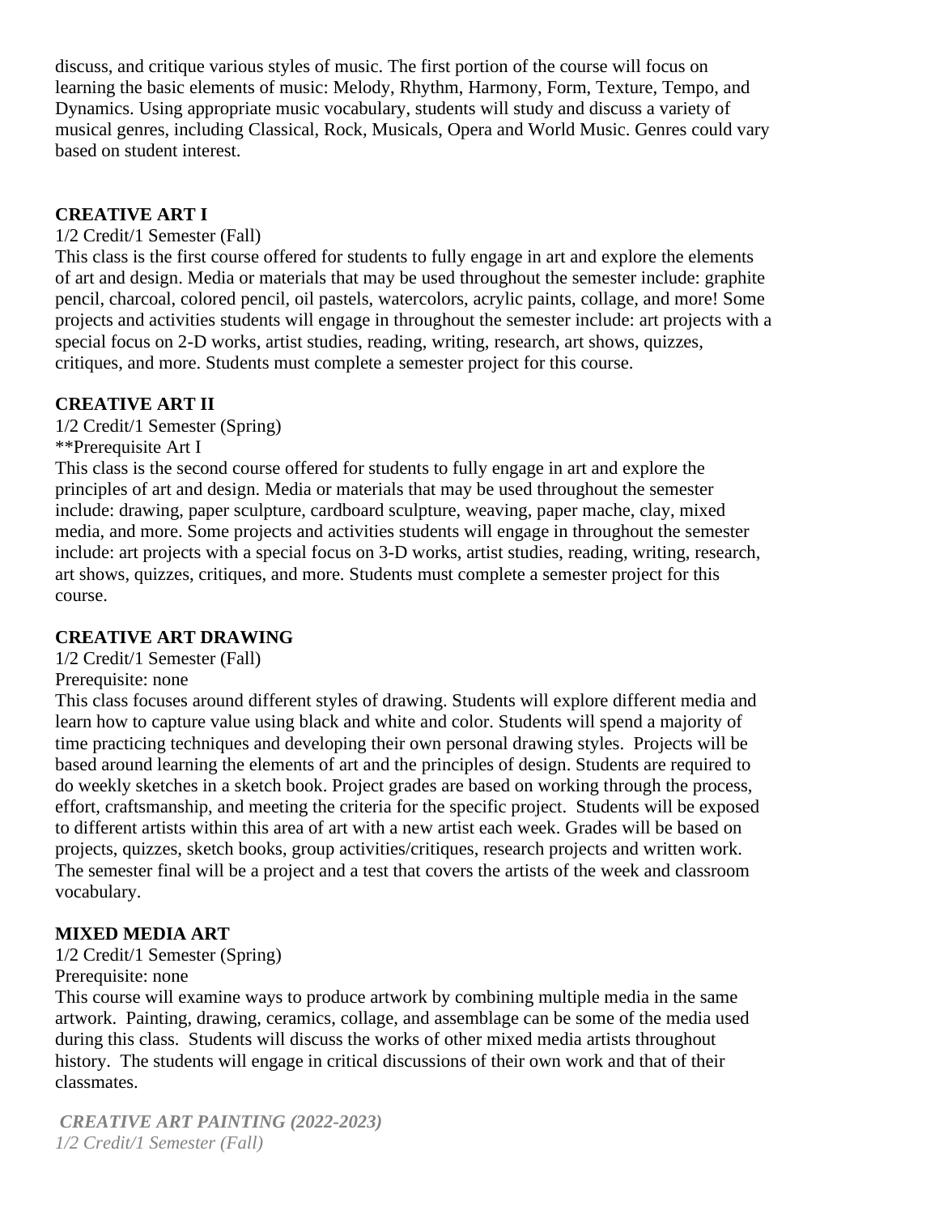discuss, and critique various styles of music. The first portion of the course will focus on learning the basic elements of music: Melody, Rhythm, Harmony, Form, Texture, Tempo, and Dynamics. Using appropriate music vocabulary, students will study and discuss a variety of musical genres, including Classical, Rock, Musicals, Opera and World Music. Genres could vary based on student interest.

**CREATIVE ART I**

1/2 Credit/1 Semester (Fall)

This class is the first course offered for students to fully engage in art and explore the elements of art and design. Media or materials that may be used throughout the semester include: graphite pencil, charcoal, colored pencil, oil pastels, watercolors, acrylic paints, collage, and more! Some projects and activities students will engage in throughout the semester include: art projects with a special focus on 2-D works, artist studies, reading, writing, research, art shows, quizzes, critiques, and more. Students must complete a semester project for this course.

**CREATIVE ART II**

1/2 Credit/1 Semester (Spring)

**Prerequisite Art I

This class is the second course offered for students to fully engage in art and explore the principles of art and design. Media or materials that may be used throughout the semester include: drawing, paper sculpture, cardboard sculpture, weaving, paper mache, clay, mixed media, and more. Some projects and activities students will engage in throughout the semester include: art projects with a special focus on 3-D works, artist studies, reading, writing, research, art shows, quizzes, critiques, and more. Students must complete a semester project for this course.

**CREATIVE ART DRAWING**

1/2 Credit/1 Semester (Fall)

Prerequisite: none

This class focuses around different styles of drawing. Students will explore different media and learn how to capture value using black and white and color. Students will spend a majority of time practicing techniques and developing their own personal drawing styles. Projects will be based around learning the elements of art and the principles of design. Students are required to do weekly sketches in a sketch book. Project grades are based on working through the process, effort, craftsmanship, and meeting the criteria for the specific project. Students will be exposed to different artists within this area of art with a new artist each week. Grades will be based on projects, quizzes, sketch books, group activities/critiques, research projects and written work. The semester final will be a project and a test that covers the artists of the week and classroom vocabulary.

**MIXED MEDIA ART**

1/2 Credit/1 Semester (Spring)

Prerequisite: none

This course will examine ways to produce artwork by combining multiple media in the same artwork. Painting, drawing, ceramics, collage, and assemblage can be some of the media used during this class. Students will discuss the works of other mixed media artists throughout history. The students will engage in critical discussions of their own work and that of their classmates.

***CREATIVE ART PAINTING (2022-2023)***

*1/2 Credit/1 Semester (Fall)*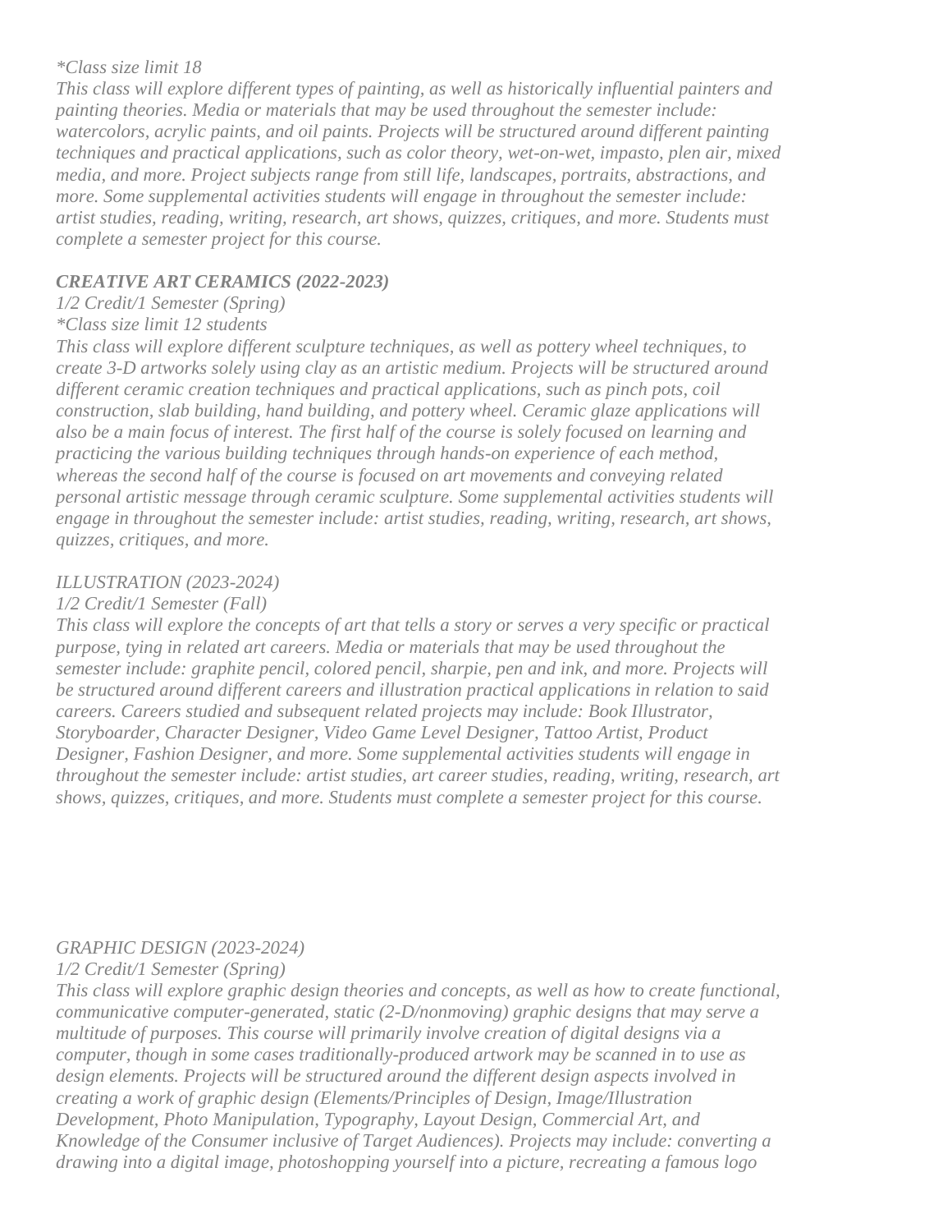*\*Class size limit 18*
*This class will explore different types of painting, as well as historically influential painters and painting theories. Media or materials that may be used throughout the semester include: watercolors, acrylic paints, and oil paints. Projects will be structured around different painting techniques and practical applications, such as color theory, wet-on-wet, impasto, plen air, mixed media, and more. Project subjects range from still life, landscapes, portraits, abstractions, and more. Some supplemental activities students will engage in throughout the semester include: artist studies, reading, writing, research, art shows, quizzes, critiques, and more. Students must complete a semester project for this course.*

***CREATIVE ART CERAMICS (2022-2023)***

*1/2 Credit/1 Semester (Spring)*
*\*Class size limit 12 students*
*This class will explore different sculpture techniques, as well as pottery wheel techniques, to create 3-D artworks solely using clay as an artistic medium. Projects will be structured around different ceramic creation techniques and practical applications, such as pinch pots, coil construction, slab building, hand building, and pottery wheel. Ceramic glaze applications will also be a main focus of interest. The first half of the course is solely focused on learning and practicing the various building techniques through hands-on experience of each method, whereas the second half of the course is focused on art movements and conveying related personal artistic message through ceramic sculpture. Some supplemental activities students will engage in throughout the semester include: artist studies, reading, writing, research, art shows, quizzes, critiques, and more.*

*ILLUSTRATION (2023-2024)*

*1/2 Credit/1 Semester (Fall)*
*This class will explore the concepts of art that tells a story or serves a very specific or practical purpose, tying in related art careers. Media or materials that may be used throughout the semester include: graphite pencil, colored pencil, sharpie, pen and ink, and more. Projects will be structured around different careers and illustration practical applications in relation to said careers. Careers studied and subsequent related projects may include: Book Illustrator, Storyboarder, Character Designer, Video Game Level Designer, Tattoo Artist, Product Designer, Fashion Designer, and more. Some supplemental activities students will engage in throughout the semester include: artist studies, art career studies, reading, writing, research, art shows, quizzes, critiques, and more. Students must complete a semester project for this course.*

*GRAPHIC DESIGN (2023-2024)*

*1/2 Credit/1 Semester (Spring)*
*This class will explore graphic design theories and concepts, as well as how to create functional, communicative computer-generated, static (2-D/nonmoving) graphic designs that may serve a multitude of purposes. This course will primarily involve creation of digital designs via a computer, though in some cases traditionally-produced artwork may be scanned in to use as design elements. Projects will be structured around the different design aspects involved in creating a work of graphic design (Elements/Principles of Design, Image/Illustration Development, Photo Manipulation, Typography, Layout Design, Commercial Art, and Knowledge of the Consumer inclusive of Target Audiences). Projects may include: converting a drawing into a digital image, photoshopping yourself into a picture, recreating a famous logo*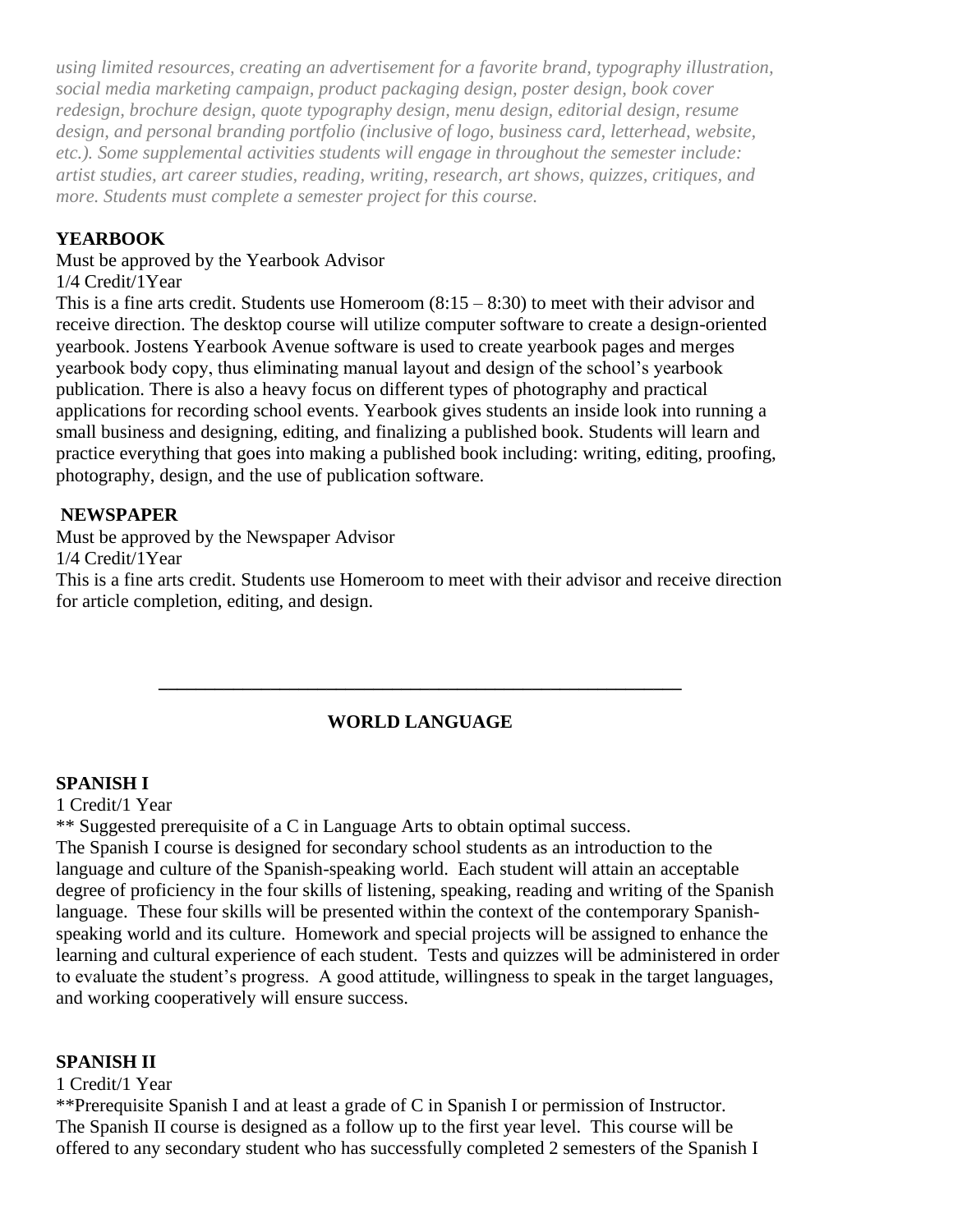*using limited resources, creating an advertisement for a favorite brand, typography illustration, social media marketing campaign, product packaging design, poster design, book cover redesign, brochure design, quote typography design, menu design, editorial design, resume design, and personal branding portfolio (inclusive of logo, business card, letterhead, website, etc.). Some supplemental activities students will engage in throughout the semester include: artist studies, art career studies, reading, writing, research, art shows, quizzes, critiques, and more. Students must complete a semester project for this course.*

**YEARBOOK**

Must be approved by the Yearbook Advisor

1/4 Credit/1Year

This is a fine arts credit. Students use Homeroom (8:15 – 8:30) to meet with their advisor and receive direction. The desktop course will utilize computer software to create a design-oriented yearbook. Jostens Yearbook Avenue software is used to create yearbook pages and merges yearbook body copy, thus eliminating manual layout and design of the school's yearbook publication. There is also a heavy focus on different types of photography and practical applications for recording school events. Yearbook gives students an inside look into running a small business and designing, editing, and finalizing a published book. Students will learn and practice everything that goes into making a published book including: writing, editing, proofing, photography, design, and the use of publication software.

**NEWSPAPER**

Must be approved by the Newspaper Advisor

1/4 Credit/1Year

This is a fine arts credit. Students use Homeroom to meet with their advisor and receive direction for article completion, editing, and design.

---

## WORLD LANGUAGE

**SPANISH I**

1 Credit/1 Year

** Suggested prerequisite of a C in Language Arts to obtain optimal success.

The Spanish I course is designed for secondary school students as an introduction to the language and culture of the Spanish-speaking world. Each student will attain an acceptable degree of proficiency in the four skills of listening, speaking, reading and writing of the Spanish language. These four skills will be presented within the context of the contemporary Spanish-speaking world and its culture. Homework and special projects will be assigned to enhance the learning and cultural experience of each student. Tests and quizzes will be administered in order to evaluate the student's progress. A good attitude, willingness to speak in the target languages, and working cooperatively will ensure success.

**SPANISH II**

1 Credit/1 Year

**Prerequisite Spanish I and at least a grade of C in Spanish I or permission of Instructor.

The Spanish II course is designed as a follow up to the first year level. This course will be offered to any secondary student who has successfully completed 2 semesters of the Spanish I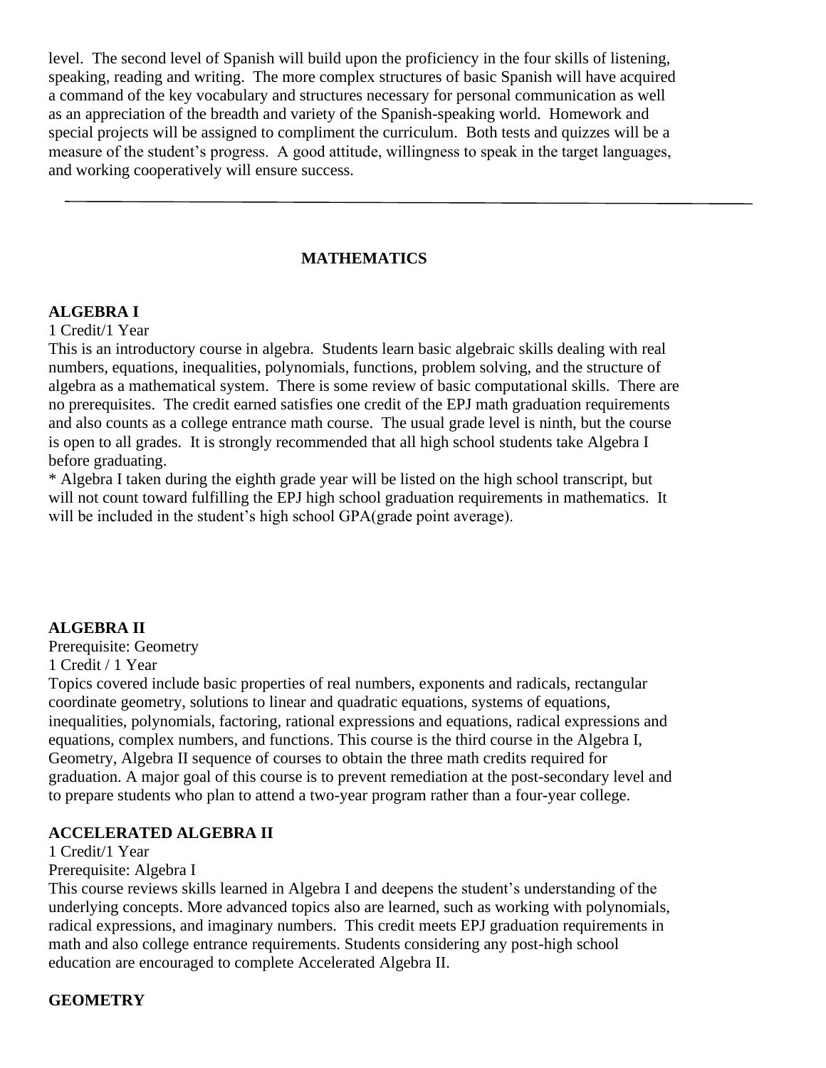level. The second level of Spanish will build upon the proficiency in the four skills of listening, speaking, reading and writing. The more complex structures of basic Spanish will have acquired a command of the key vocabulary and structures necessary for personal communication as well as an appreciation of the breadth and variety of the Spanish-speaking world. Homework and special projects will be assigned to compliment the curriculum. Both tests and quizzes will be a measure of the student's progress. A good attitude, willingness to speak in the target languages, and working cooperatively will ensure success.

---

## MATHEMATICS

### ALGEBRA I

1 Credit/1 Year

This is an introductory course in algebra. Students learn basic algebraic skills dealing with real numbers, equations, inequalities, polynomials, functions, problem solving, and the structure of algebra as a mathematical system. There is some review of basic computational skills. There are no prerequisites. The credit earned satisfies one credit of the EPJ math graduation requirements and also counts as a college entrance math course. The usual grade level is ninth, but the course is open to all grades. It is strongly recommended that all high school students take Algebra I before graduating.

* Algebra I taken during the eighth grade year will be listed on the high school transcript, but will not count toward fulfilling the EPJ high school graduation requirements in mathematics. It will be included in the student's high school GPA(grade point average).

### ALGEBRA II

Prerequisite: Geometry

1 Credit / 1 Year

Topics covered include basic properties of real numbers, exponents and radicals, rectangular coordinate geometry, solutions to linear and quadratic equations, systems of equations, inequalities, polynomials, factoring, rational expressions and equations, radical expressions and equations, complex numbers, and functions. This course is the third course in the Algebra I, Geometry, Algebra II sequence of courses to obtain the three math credits required for graduation. A major goal of this course is to prevent remediation at the post-secondary level and to prepare students who plan to attend a two-year program rather than a four-year college.

### ACCELERATED ALGEBRA II

1 Credit/1 Year

Prerequisite: Algebra I

This course reviews skills learned in Algebra I and deepens the student's understanding of the underlying concepts. More advanced topics also are learned, such as working with polynomials, radical expressions, and imaginary numbers. This credit meets EPJ graduation requirements in math and also college entrance requirements. Students considering any post-high school education are encouraged to complete Accelerated Algebra II.

### GEOMETRY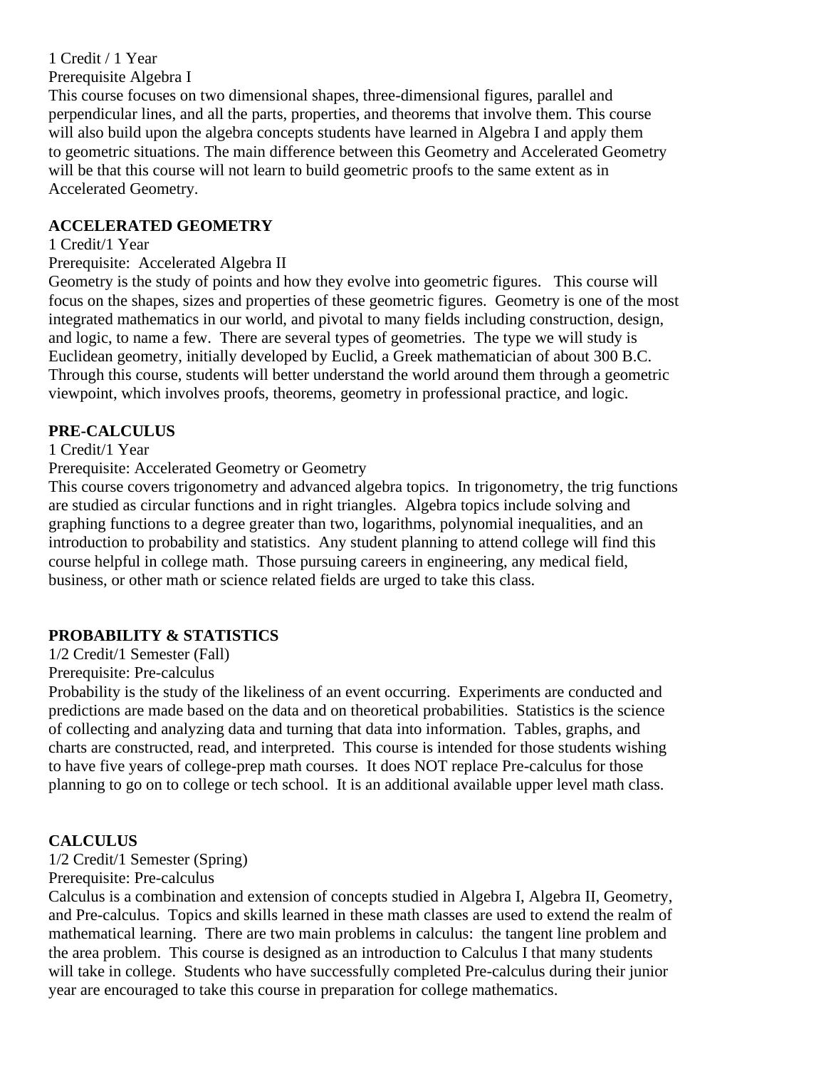1 Credit / 1 Year

Prerequisite Algebra I

This course focuses on two dimensional shapes, three-dimensional figures, parallel and perpendicular lines, and all the parts, properties, and theorems that involve them. This course will also build upon the algebra concepts students have learned in Algebra I and apply them to geometric situations. The main difference between this Geometry and Accelerated Geometry will be that this course will not learn to build geometric proofs to the same extent as in Accelerated Geometry.

**ACCELERATED GEOMETRY**

1 Credit/1 Year

Prerequisite: Accelerated Algebra II

Geometry is the study of points and how they evolve into geometric figures. This course will focus on the shapes, sizes and properties of these geometric figures. Geometry is one of the most integrated mathematics in our world, and pivotal to many fields including construction, design, and logic, to name a few. There are several types of geometries. The type we will study is Euclidean geometry, initially developed by Euclid, a Greek mathematician of about 300 B.C. Through this course, students will better understand the world around them through a geometric viewpoint, which involves proofs, theorems, geometry in professional practice, and logic.

**PRE-CALCULUS**

1 Credit/1 Year

Prerequisite: Accelerated Geometry or Geometry

This course covers trigonometry and advanced algebra topics. In trigonometry, the trig functions are studied as circular functions and in right triangles. Algebra topics include solving and graphing functions to a degree greater than two, logarithms, polynomial inequalities, and an introduction to probability and statistics. Any student planning to attend college will find this course helpful in college math. Those pursuing careers in engineering, any medical field, business, or other math or science related fields are urged to take this class.

**PROBABILITY & STATISTICS**

1/2 Credit/1 Semester (Fall)

Prerequisite: Pre-calculus

Probability is the study of the likeliness of an event occurring. Experiments are conducted and predictions are made based on the data and on theoretical probabilities. Statistics is the science of collecting and analyzing data and turning that data into information. Tables, graphs, and charts are constructed, read, and interpreted. This course is intended for those students wishing to have five years of college-prep math courses. It does NOT replace Pre-calculus for those planning to go on to college or tech school. It is an additional available upper level math class.

**CALCULUS**

1/2 Credit/1 Semester (Spring)

Prerequisite: Pre-calculus

Calculus is a combination and extension of concepts studied in Algebra I, Algebra II, Geometry, and Pre-calculus. Topics and skills learned in these math classes are used to extend the realm of mathematical learning. There are two main problems in calculus: the tangent line problem and the area problem. This course is designed as an introduction to Calculus I that many students will take in college. Students who have successfully completed Pre-calculus during their junior year are encouraged to take this course in preparation for college mathematics.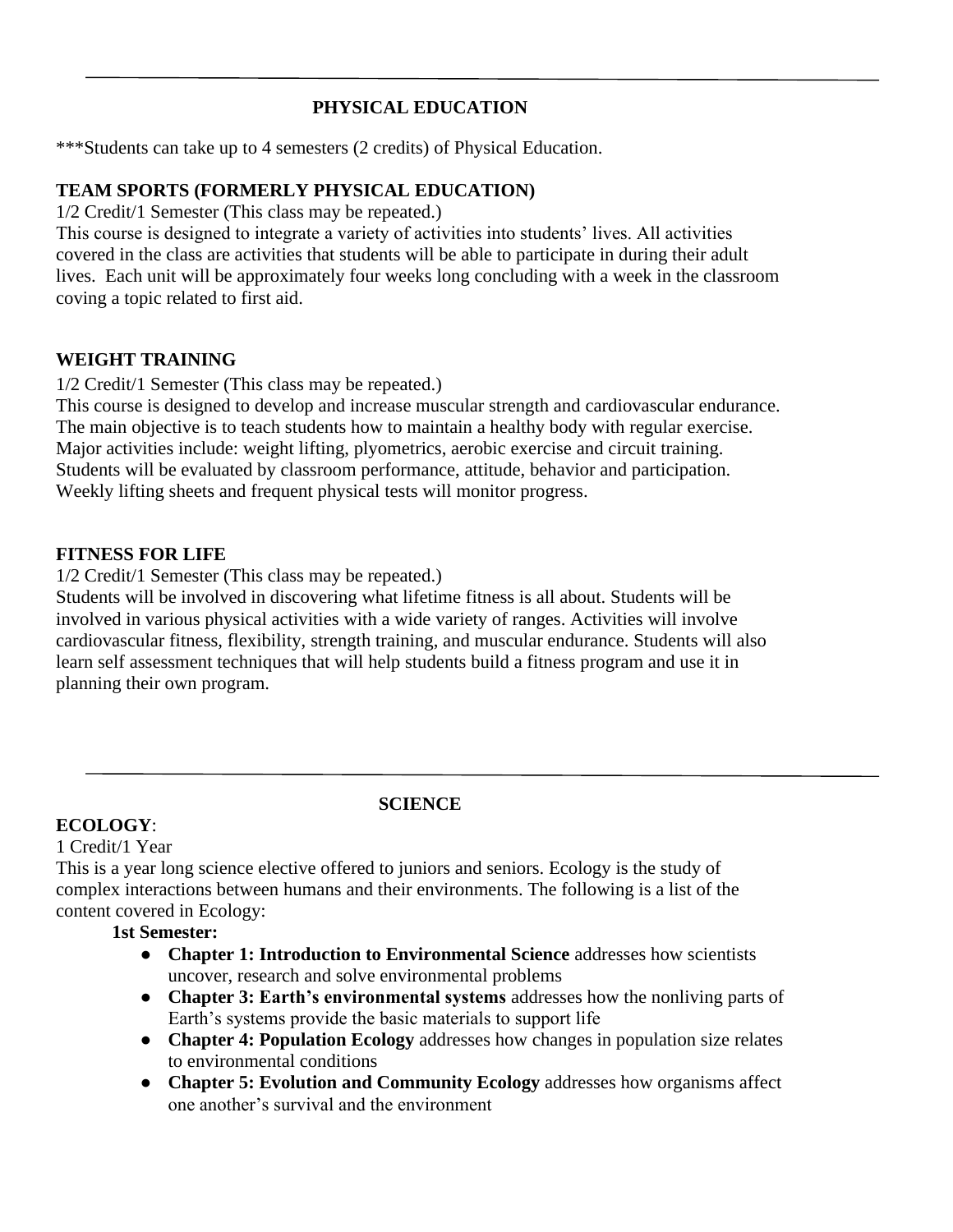---

## PHYSICAL EDUCATION

***Students can take up to 4 semesters (2 credits) of Physical Education.

### TEAM SPORTS (FORMERLY PHYSICAL EDUCATION)

1/2 Credit/1 Semester (This class may be repeated.)
This course is designed to integrate a variety of activities into students' lives. All activities covered in the class are activities that students will be able to participate in during their adult lives. Each unit will be approximately four weeks long concluding with a week in the classroom coving a topic related to first aid.

### WEIGHT TRAINING

1/2 Credit/1 Semester (This class may be repeated.)
This course is designed to develop and increase muscular strength and cardiovascular endurance. The main objective is to teach students how to maintain a healthy body with regular exercise. Major activities include: weight lifting, plyometrics, aerobic exercise and circuit training. Students will be evaluated by classroom performance, attitude, behavior and participation. Weekly lifting sheets and frequent physical tests will monitor progress.

### FITNESS FOR LIFE

1/2 Credit/1 Semester (This class may be repeated.)
Students will be involved in discovering what lifetime fitness is all about. Students will be involved in various physical activities with a wide variety of ranges. Activities will involve cardiovascular fitness, flexibility, strength training, and muscular endurance. Students will also learn self assessment techniques that will help students build a fitness program and use it in planning their own program.

---

## SCIENCE

### ECOLOGY:

1 Credit/1 Year
This is a year long science elective offered to juniors and seniors. Ecology is the study of complex interactions between humans and their environments. The following is a list of the content covered in Ecology:

**1st Semester:**

- **Chapter 1: Introduction to Environmental Science** addresses how scientists uncover, research and solve environmental problems
- **Chapter 3: Earth's environmental systems** addresses how the nonliving parts of Earth's systems provide the basic materials to support life
- **Chapter 4: Population Ecology** addresses how changes in population size relates to environmental conditions
- **Chapter 5: Evolution and Community Ecology** addresses how organisms affect one another's survival and the environment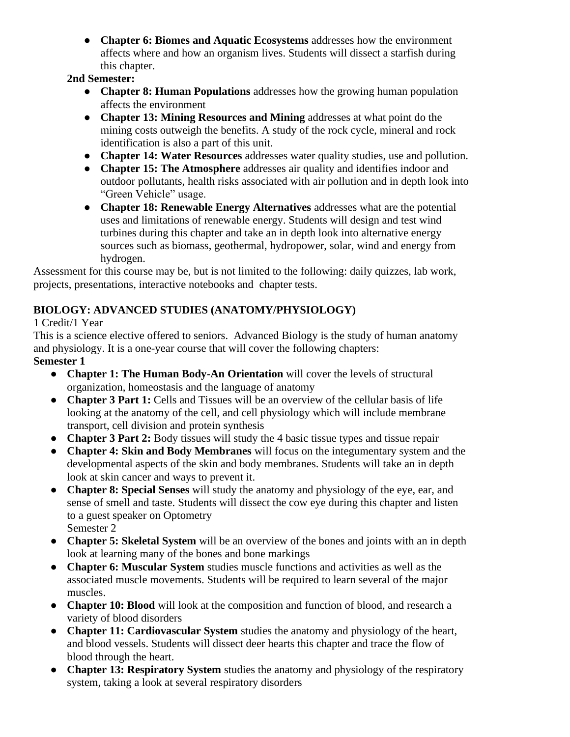- **Chapter 6: Biomes and Aquatic Ecosystems** addresses how the environment affects where and how an organism lives. Students will dissect a starfish during this chapter.

**2nd Semester:**

- **Chapter 8: Human Populations** addresses how the growing human population affects the environment
- **Chapter 13: Mining Resources and Mining** addresses at what point do the mining costs outweigh the benefits. A study of the rock cycle, mineral and rock identification is also a part of this unit.
- **Chapter 14: Water Resources** addresses water quality studies, use and pollution.
- **Chapter 15: The Atmosphere** addresses air quality and identifies indoor and outdoor pollutants, health risks associated with air pollution and in depth look into "Green Vehicle" usage.
- **Chapter 18: Renewable Energy Alternatives** addresses what are the potential uses and limitations of renewable energy. Students will design and test wind turbines during this chapter and take an in depth look into alternative energy sources such as biomass, geothermal, hydropower, solar, wind and energy from hydrogen.

Assessment for this course may be, but is not limited to the following: daily quizzes, lab work, projects, presentations, interactive notebooks and chapter tests.

## BIOLOGY: ADVANCED STUDIES (ANATOMY/PHYSIOLOGY)

1 Credit/1 Year

This is a science elective offered to seniors. Advanced Biology is the study of human anatomy and physiology. It is a one-year course that will cover the following chapters:

**Semester 1**

- **Chapter 1: The Human Body-An Orientation** will cover the levels of structural organization, homeostasis and the language of anatomy
- **Chapter 3 Part 1:** Cells and Tissues will be an overview of the cellular basis of life looking at the anatomy of the cell, and cell physiology which will include membrane transport, cell division and protein synthesis
- **Chapter 3 Part 2:** Body tissues will study the 4 basic tissue types and tissue repair
- **Chapter 4: Skin and Body Membranes** will focus on the integumentary system and the developmental aspects of the skin and body membranes. Students will take an in depth look at skin cancer and ways to prevent it.
- **Chapter 8: Special Senses** will study the anatomy and physiology of the eye, ear, and sense of smell and taste. Students will dissect the cow eye during this chapter and listen to a guest speaker on Optometry

Semester 2

- **Chapter 5: Skeletal System** will be an overview of the bones and joints with an in depth look at learning many of the bones and bone markings
- **Chapter 6: Muscular System** studies muscle functions and activities as well as the associated muscle movements. Students will be required to learn several of the major muscles.
- **Chapter 10: Blood** will look at the composition and function of blood, and research a variety of blood disorders
- **Chapter 11: Cardiovascular System** studies the anatomy and physiology of the heart, and blood vessels. Students will dissect deer hearts this chapter and trace the flow of blood through the heart.
- **Chapter 13: Respiratory System** studies the anatomy and physiology of the respiratory system, taking a look at several respiratory disorders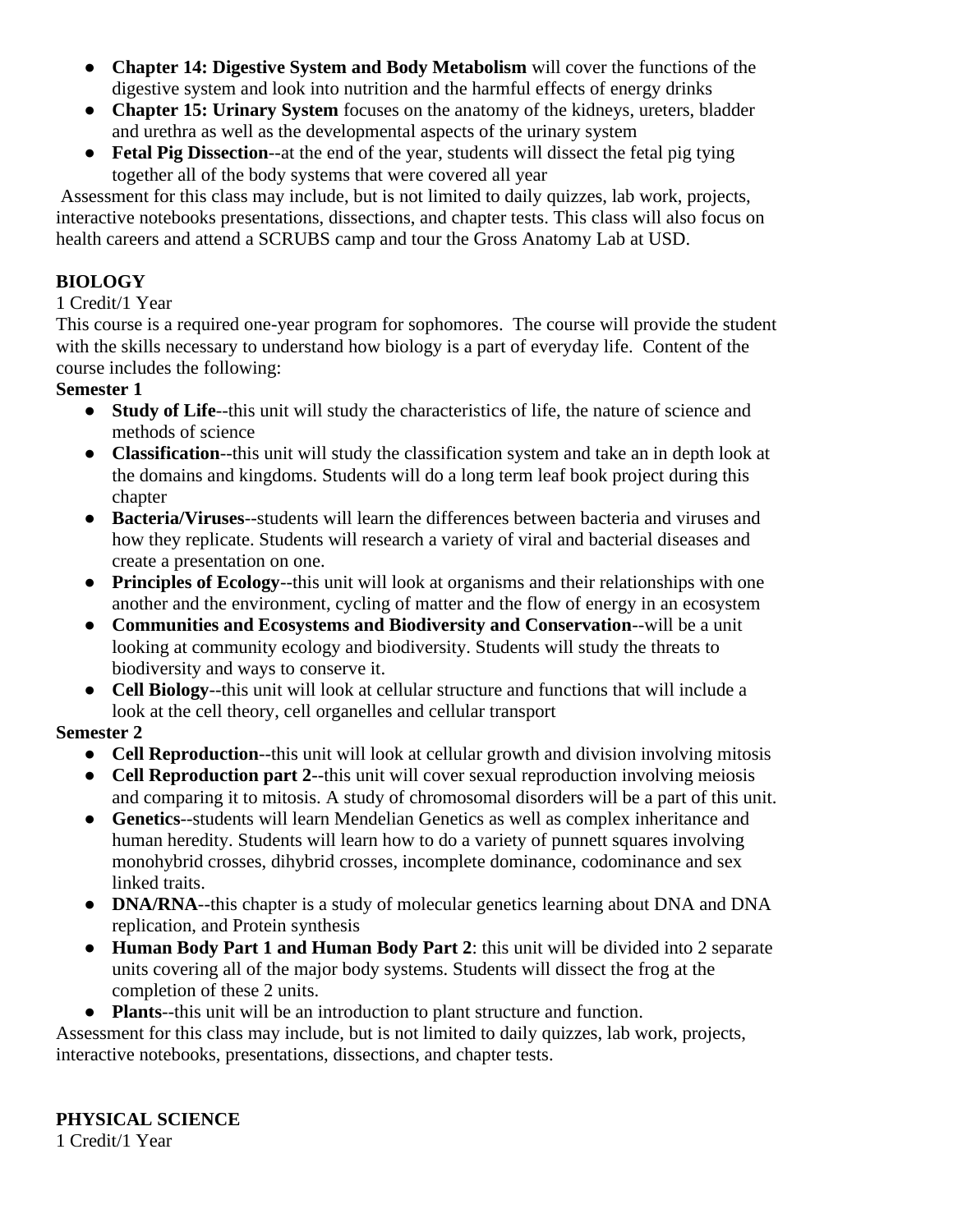- **Chapter 14: Digestive System and Body Metabolism** will cover the functions of the digestive system and look into nutrition and the harmful effects of energy drinks
- **Chapter 15: Urinary System** focuses on the anatomy of the kidneys, ureters, bladder and urethra as well as the developmental aspects of the urinary system
- **Fetal Pig Dissection**--at the end of the year, students will dissect the fetal pig tying together all of the body systems that were covered all year

Assessment for this class may include, but is not limited to daily quizzes, lab work, projects, interactive notebooks presentations, dissections, and chapter tests. This class will also focus on health careers and attend a SCRUBS camp and tour the Gross Anatomy Lab at USD.

**BIOLOGY**

1 Credit/1 Year

This course is a required one-year program for sophomores. The course will provide the student with the skills necessary to understand how biology is a part of everyday life. Content of the course includes the following:

**Semester 1**

- **Study of Life**--this unit will study the characteristics of life, the nature of science and methods of science
- **Classification**--this unit will study the classification system and take an in depth look at the domains and kingdoms. Students will do a long term leaf book project during this chapter
- **Bacteria/Viruses**--students will learn the differences between bacteria and viruses and how they replicate. Students will research a variety of viral and bacterial diseases and create a presentation on one.
- **Principles of Ecology**--this unit will look at organisms and their relationships with one another and the environment, cycling of matter and the flow of energy in an ecosystem
- **Communities and Ecosystems and Biodiversity and Conservation**--will be a unit looking at community ecology and biodiversity. Students will study the threats to biodiversity and ways to conserve it.
- **Cell Biology**--this unit will look at cellular structure and functions that will include a look at the cell theory, cell organelles and cellular transport

**Semester 2**

- **Cell Reproduction**--this unit will look at cellular growth and division involving mitosis
- **Cell Reproduction part 2**--this unit will cover sexual reproduction involving meiosis and comparing it to mitosis. A study of chromosomal disorders will be a part of this unit.
- **Genetics**--students will learn Mendelian Genetics as well as complex inheritance and human heredity. Students will learn how to do a variety of punnett squares involving monohybrid crosses, dihybrid crosses, incomplete dominance, codominance and sex linked traits.
- **DNA/RNA**--this chapter is a study of molecular genetics learning about DNA and DNA replication, and Protein synthesis
- **Human Body Part 1 and Human Body Part 2**: this unit will be divided into 2 separate units covering all of the major body systems. Students will dissect the frog at the completion of these 2 units.
- **Plants**--this unit will be an introduction to plant structure and function.

Assessment for this class may include, but is not limited to daily quizzes, lab work, projects, interactive notebooks, presentations, dissections, and chapter tests.

**PHYSICAL SCIENCE**

1 Credit/1 Year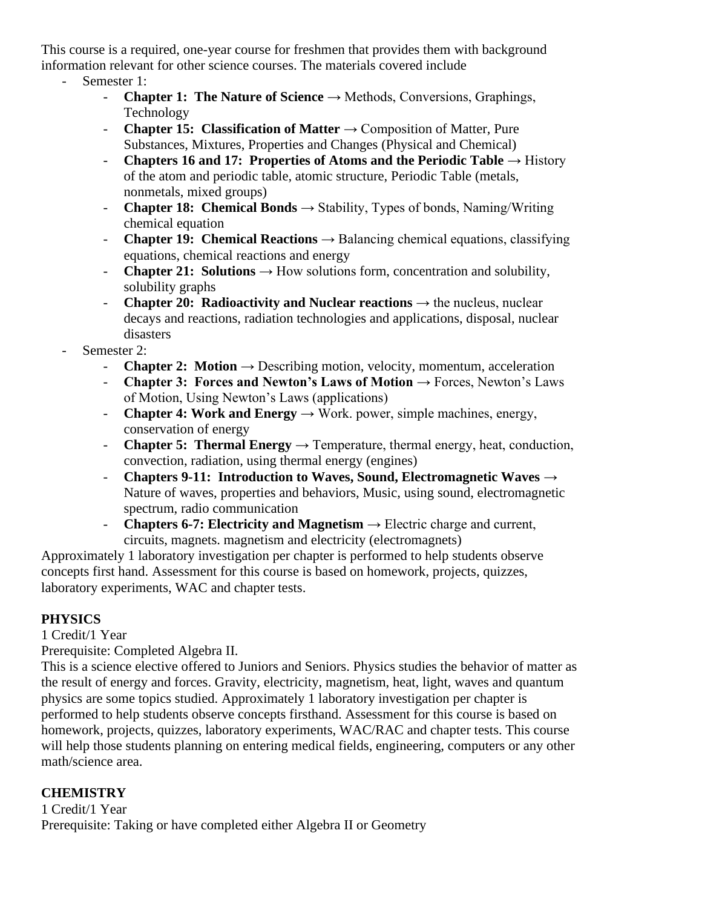This course is a required, one-year course for freshmen that provides them with background information relevant for other science courses. The materials covered include

- Semester 1:
  - **Chapter 1: The Nature of Science** → Methods, Conversions, Graphings, Technology
  - **Chapter 15: Classification of Matter** → Composition of Matter, Pure Substances, Mixtures, Properties and Changes (Physical and Chemical)
  - **Chapters 16 and 17: Properties of Atoms and the Periodic Table** → History of the atom and periodic table, atomic structure, Periodic Table (metals, nonmetals, mixed groups)
  - **Chapter 18: Chemical Bonds** → Stability, Types of bonds, Naming/Writing chemical equation
  - **Chapter 19: Chemical Reactions** → Balancing chemical equations, classifying equations, chemical reactions and energy
  - **Chapter 21: Solutions** → How solutions form, concentration and solubility, solubility graphs
  - **Chapter 20: Radioactivity and Nuclear reactions** → the nucleus, nuclear decays and reactions, radiation technologies and applications, disposal, nuclear disasters
- Semester 2:
  - **Chapter 2: Motion** → Describing motion, velocity, momentum, acceleration
  - **Chapter 3: Forces and Newton's Laws of Motion** → Forces, Newton's Laws of Motion, Using Newton's Laws (applications)
  - **Chapter 4: Work and Energy** → Work. power, simple machines, energy, conservation of energy
  - **Chapter 5: Thermal Energy** → Temperature, thermal energy, heat, conduction, convection, radiation, using thermal energy (engines)
  - **Chapters 9-11: Introduction to Waves, Sound, Electromagnetic Waves** → Nature of waves, properties and behaviors, Music, using sound, electromagnetic spectrum, radio communication
  - **Chapters 6-7: Electricity and Magnetism** → Electric charge and current, circuits, magnets. magnetism and electricity (electromagnets)

Approximately 1 laboratory investigation per chapter is performed to help students observe concepts first hand. Assessment for this course is based on homework, projects, quizzes, laboratory experiments, WAC and chapter tests.

**PHYSICS**

1 Credit/1 Year

Prerequisite: Completed Algebra II.

This is a science elective offered to Juniors and Seniors. Physics studies the behavior of matter as the result of energy and forces. Gravity, electricity, magnetism, heat, light, waves and quantum physics are some topics studied. Approximately 1 laboratory investigation per chapter is performed to help students observe concepts firsthand. Assessment for this course is based on homework, projects, quizzes, laboratory experiments, WAC/RAC and chapter tests. This course will help those students planning on entering medical fields, engineering, computers or any other math/science area.

**CHEMISTRY**

1 Credit/1 Year

Prerequisite: Taking or have completed either Algebra II or Geometry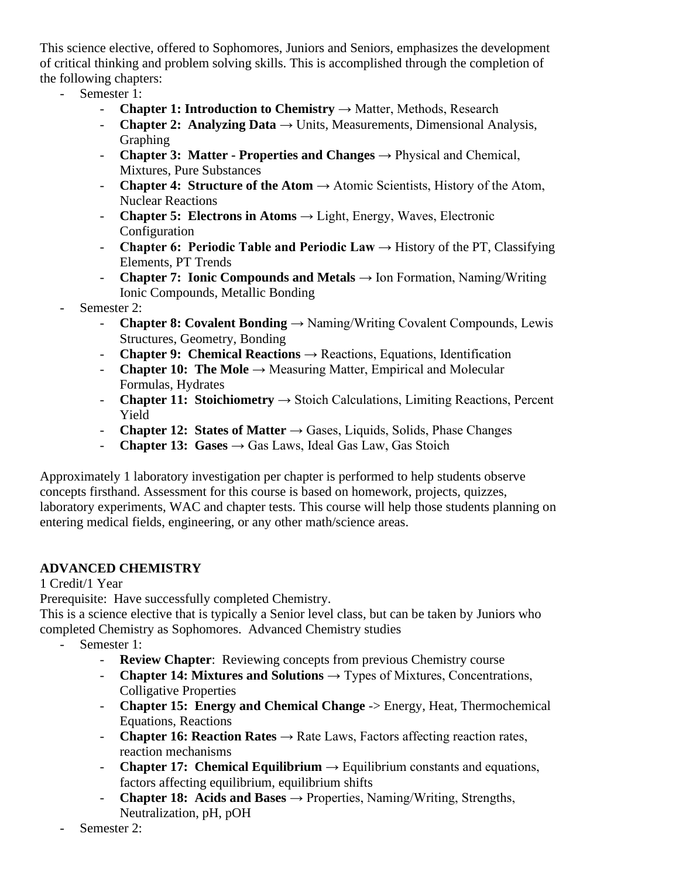This science elective, offered to Sophomores, Juniors and Seniors, emphasizes the development of critical thinking and problem solving skills. This is accomplished through the completion of the following chapters:

- Semester 1:
    - **Chapter 1: Introduction to Chemistry** → Matter, Methods, Research
    - **Chapter 2: Analyzing Data** → Units, Measurements, Dimensional Analysis, Graphing
    - **Chapter 3: Matter - Properties and Changes** → Physical and Chemical, Mixtures, Pure Substances
    - **Chapter 4: Structure of the Atom** → Atomic Scientists, History of the Atom, Nuclear Reactions
    - **Chapter 5: Electrons in Atoms** → Light, Energy, Waves, Electronic Configuration
    - **Chapter 6: Periodic Table and Periodic Law** → History of the PT, Classifying Elements, PT Trends
    - **Chapter 7: Ionic Compounds and Metals** → Ion Formation, Naming/Writing Ionic Compounds, Metallic Bonding
- Semester 2:
    - **Chapter 8: Covalent Bonding** → Naming/Writing Covalent Compounds, Lewis Structures, Geometry, Bonding
    - **Chapter 9: Chemical Reactions** → Reactions, Equations, Identification
    - **Chapter 10: The Mole** → Measuring Matter, Empirical and Molecular Formulas, Hydrates
    - **Chapter 11: Stoichiometry** → Stoich Calculations, Limiting Reactions, Percent Yield
    - **Chapter 12: States of Matter** → Gases, Liquids, Solids, Phase Changes
    - **Chapter 13: Gases** → Gas Laws, Ideal Gas Law, Gas Stoich

Approximately 1 laboratory investigation per chapter is performed to help students observe concepts firsthand. Assessment for this course is based on homework, projects, quizzes, laboratory experiments, WAC and chapter tests. This course will help those students planning on entering medical fields, engineering, or any other math/science areas.

**ADVANCED CHEMISTRY**

1 Credit/1 Year

Prerequisite: Have successfully completed Chemistry.

This is a science elective that is typically a Senior level class, but can be taken by Juniors who completed Chemistry as Sophomores. Advanced Chemistry studies

- Semester 1:
    - **Review Chapter**: Reviewing concepts from previous Chemistry course
    - **Chapter 14: Mixtures and Solutions** → Types of Mixtures, Concentrations, Colligative Properties
    - **Chapter 15: Energy and Chemical Change** -> Energy, Heat, Thermochemical Equations, Reactions
    - **Chapter 16: Reaction Rates** → Rate Laws, Factors affecting reaction rates, reaction mechanisms
    - **Chapter 17: Chemical Equilibrium** → Equilibrium constants and equations, factors affecting equilibrium, equilibrium shifts
    - **Chapter 18: Acids and Bases** → Properties, Naming/Writing, Strengths, Neutralization, pH, pOH
- Semester 2: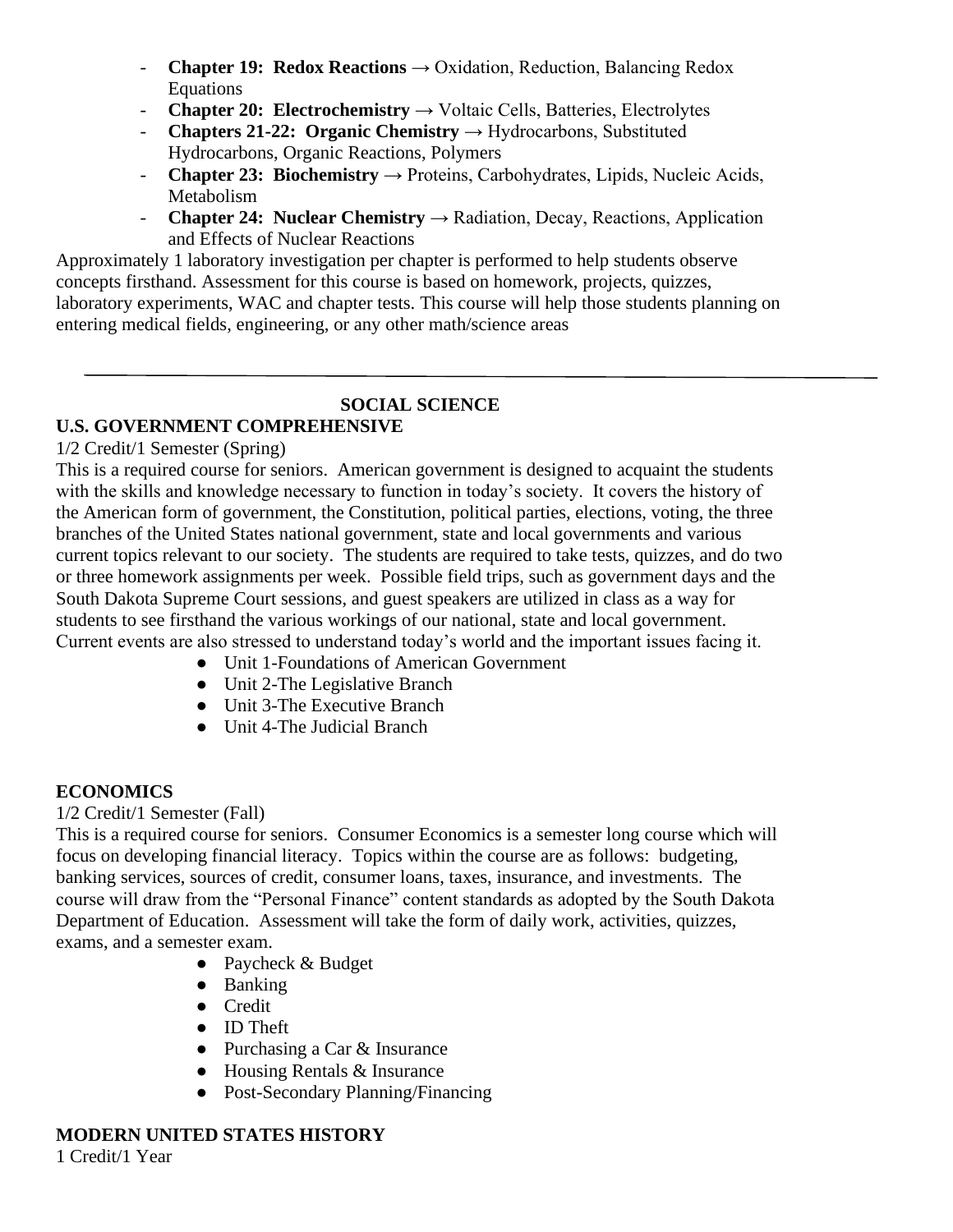- **Chapter 19: Redox Reactions** → Oxidation, Reduction, Balancing Redox Equations
- **Chapter 20: Electrochemistry** → Voltaic Cells, Batteries, Electrolytes
- **Chapters 21-22: Organic Chemistry** → Hydrocarbons, Substituted Hydrocarbons, Organic Reactions, Polymers
- **Chapter 23: Biochemistry** → Proteins, Carbohydrates, Lipids, Nucleic Acids, Metabolism
- **Chapter 24: Nuclear Chemistry** → Radiation, Decay, Reactions, Application and Effects of Nuclear Reactions

Approximately 1 laboratory investigation per chapter is performed to help students observe concepts firsthand. Assessment for this course is based on homework, projects, quizzes, laboratory experiments, WAC and chapter tests. This course will help those students planning on entering medical fields, engineering, or any other math/science areas

---

## SOCIAL SCIENCE

### U.S. GOVERNMENT COMPREHENSIVE

1/2 Credit/1 Semester (Spring)

This is a required course for seniors. American government is designed to acquaint the students with the skills and knowledge necessary to function in today's society. It covers the history of the American form of government, the Constitution, political parties, elections, voting, the three branches of the United States national government, state and local governments and various current topics relevant to our society. The students are required to take tests, quizzes, and do two or three homework assignments per week. Possible field trips, such as government days and the South Dakota Supreme Court sessions, and guest speakers are utilized in class as a way for students to see firsthand the various workings of our national, state and local government. Current events are also stressed to understand today's world and the important issues facing it.

- Unit 1-Foundations of American Government
- Unit 2-The Legislative Branch
- Unit 3-The Executive Branch
- Unit 4-The Judicial Branch

### ECONOMICS

1/2 Credit/1 Semester (Fall)

This is a required course for seniors. Consumer Economics is a semester long course which will focus on developing financial literacy. Topics within the course are as follows: budgeting, banking services, sources of credit, consumer loans, taxes, insurance, and investments. The course will draw from the "Personal Finance" content standards as adopted by the South Dakota Department of Education. Assessment will take the form of daily work, activities, quizzes, exams, and a semester exam.

- Paycheck & Budget
- Banking
- Credit
- ID Theft
- Purchasing a Car & Insurance
- Housing Rentals & Insurance
- Post-Secondary Planning/Financing

### MODERN UNITED STATES HISTORY

1 Credit/1 Year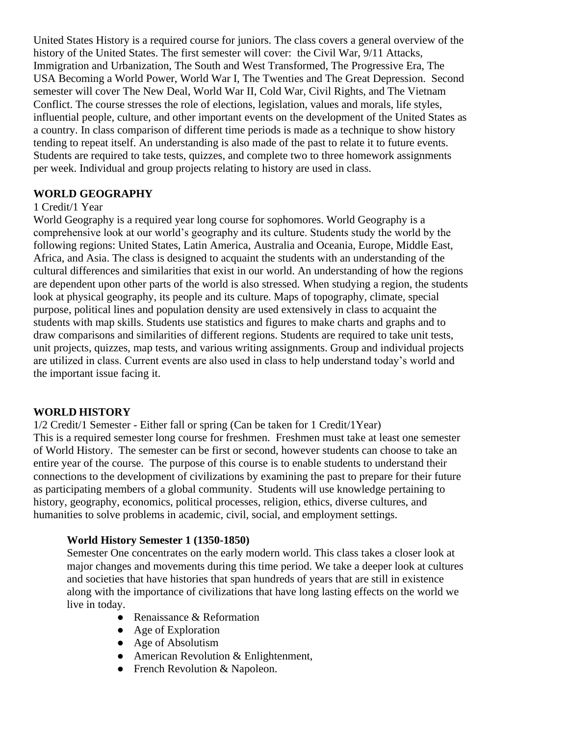United States History is a required course for juniors. The class covers a general overview of the history of the United States. The first semester will cover: the Civil War, 9/11 Attacks, Immigration and Urbanization, The South and West Transformed, The Progressive Era, The USA Becoming a World Power, World War I, The Twenties and The Great Depression. Second semester will cover The New Deal, World War II, Cold War, Civil Rights, and The Vietnam Conflict. The course stresses the role of elections, legislation, values and morals, life styles, influential people, culture, and other important events on the development of the United States as a country. In class comparison of different time periods is made as a technique to show history tending to repeat itself. An understanding is also made of the past to relate it to future events. Students are required to take tests, quizzes, and complete two to three homework assignments per week. Individual and group projects relating to history are used in class.

**WORLD GEOGRAPHY**

1 Credit/1 Year

World Geography is a required year long course for sophomores. World Geography is a comprehensive look at our world's geography and its culture. Students study the world by the following regions: United States, Latin America, Australia and Oceania, Europe, Middle East, Africa, and Asia. The class is designed to acquaint the students with an understanding of the cultural differences and similarities that exist in our world. An understanding of how the regions are dependent upon other parts of the world is also stressed. When studying a region, the students look at physical geography, its people and its culture. Maps of topography, climate, special purpose, political lines and population density are used extensively in class to acquaint the students with map skills. Students use statistics and figures to make charts and graphs and to draw comparisons and similarities of different regions. Students are required to take unit tests, unit projects, quizzes, map tests, and various writing assignments. Group and individual projects are utilized in class. Current events are also used in class to help understand today's world and the important issue facing it.

**WORLD HISTORY**

1/2 Credit/1 Semester - Either fall or spring (Can be taken for 1 Credit/1Year)

This is a required semester long course for freshmen. Freshmen must take at least one semester of World History. The semester can be first or second, however students can choose to take an entire year of the course. The purpose of this course is to enable students to understand their connections to the development of civilizations by examining the past to prepare for their future as participating members of a global community. Students will use knowledge pertaining to history, geography, economics, political processes, religion, ethics, diverse cultures, and humanities to solve problems in academic, civil, social, and employment settings.

**World History Semester 1 (1350-1850)**

Semester One concentrates on the early modern world. This class takes a closer look at major changes and movements during this time period. We take a deeper look at cultures and societies that have histories that span hundreds of years that are still in existence along with the importance of civilizations that have long lasting effects on the world we live in today.

- Renaissance & Reformation
- Age of Exploration
- Age of Absolutism
- American Revolution & Enlightenment,
- French Revolution & Napoleon.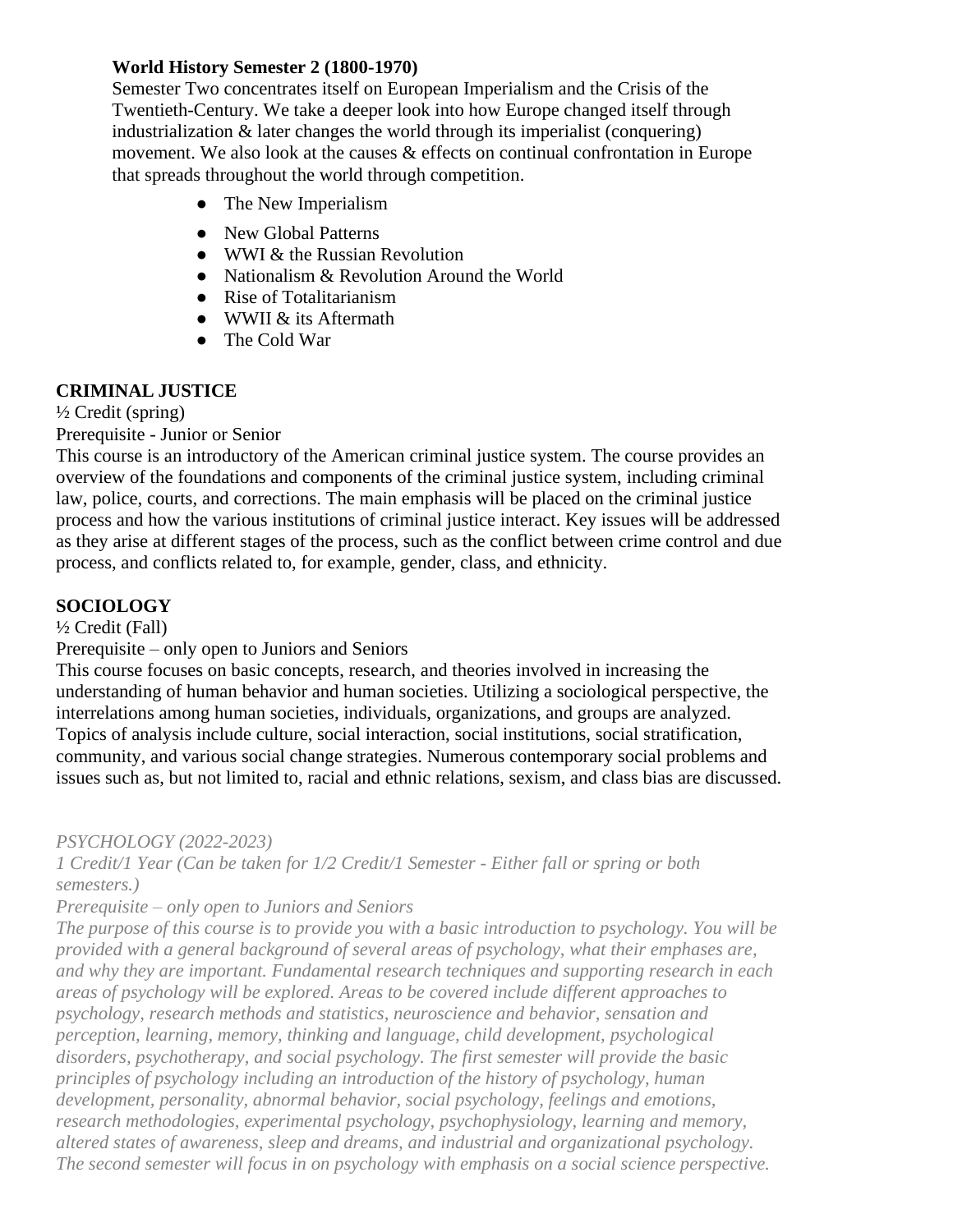**World History Semester 2 (1800-1970)**

Semester Two concentrates itself on European Imperialism and the Crisis of the Twentieth-Century. We take a deeper look into how Europe changed itself through industrialization & later changes the world through its imperialist (conquering) movement. We also look at the causes & effects on continual confrontation in Europe that spreads throughout the world through competition.

- The New Imperialism
- New Global Patterns
- WWI & the Russian Revolution
- Nationalism & Revolution Around the World
- Rise of Totalitarianism
- WWII & its Aftermath
- The Cold War

**CRIMINAL JUSTICE**

½ Credit (spring)

Prerequisite - Junior or Senior

This course is an introductory of the American criminal justice system. The course provides an overview of the foundations and components of the criminal justice system, including criminal law, police, courts, and corrections. The main emphasis will be placed on the criminal justice process and how the various institutions of criminal justice interact. Key issues will be addressed as they arise at different stages of the process, such as the conflict between crime control and due process, and conflicts related to, for example, gender, class, and ethnicity.

**SOCIOLOGY**

½ Credit (Fall)

Prerequisite – only open to Juniors and Seniors

This course focuses on basic concepts, research, and theories involved in increasing the understanding of human behavior and human societies. Utilizing a sociological perspective, the interrelations among human societies, individuals, organizations, and groups are analyzed. Topics of analysis include culture, social interaction, social institutions, social stratification, community, and various social change strategies. Numerous contemporary social problems and issues such as, but not limited to, racial and ethnic relations, sexism, and class bias are discussed.

*PSYCHOLOGY (2022-2023)*

*1 Credit/1 Year (Can be taken for 1/2 Credit/1 Semester - Either fall or spring or both semesters.)*

*Prerequisite – only open to Juniors and Seniors*

*The purpose of this course is to provide you with a basic introduction to psychology. You will be provided with a general background of several areas of psychology, what their emphases are, and why they are important. Fundamental research techniques and supporting research in each areas of psychology will be explored. Areas to be covered include different approaches to psychology, research methods and statistics, neuroscience and behavior, sensation and perception, learning, memory, thinking and language, child development, psychological disorders, psychotherapy, and social psychology. The first semester will provide the basic principles of psychology including an introduction of the history of psychology, human development, personality, abnormal behavior, social psychology, feelings and emotions, research methodologies, experimental psychology, psychophysiology, learning and memory, altered states of awareness, sleep and dreams, and industrial and organizational psychology. The second semester will focus in on psychology with emphasis on a social science perspective.*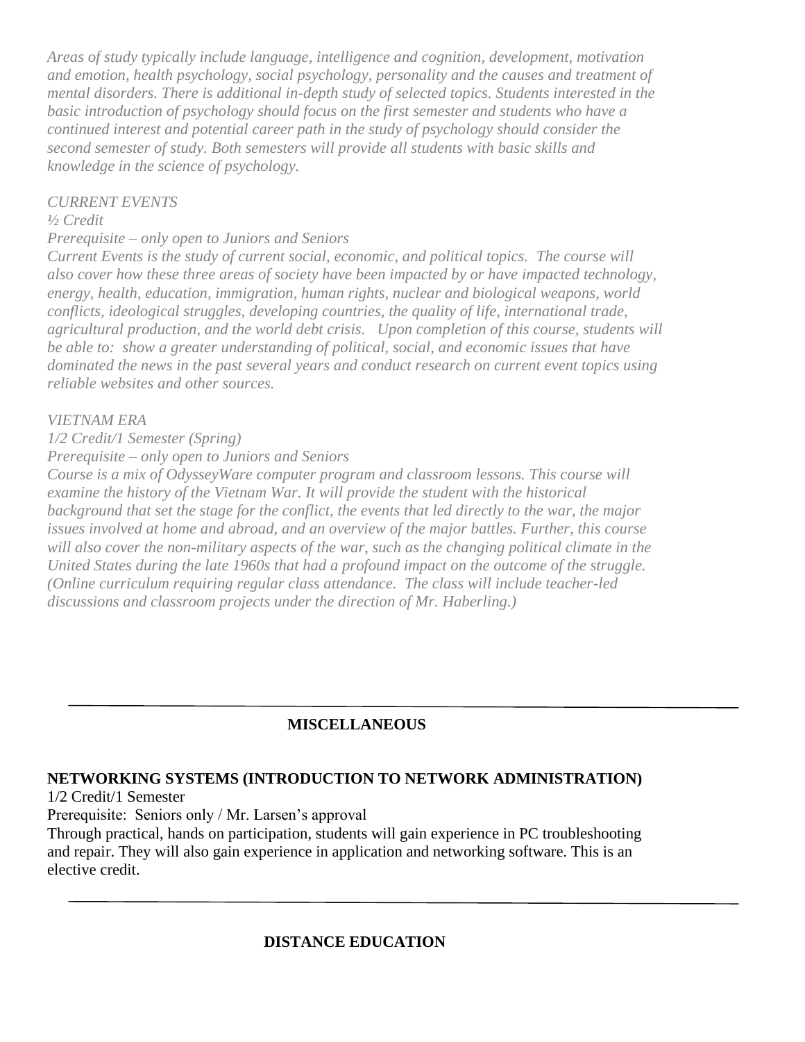*Areas of study typically include language, intelligence and cognition, development, motivation and emotion, health psychology, social psychology, personality and the causes and treatment of mental disorders. There is additional in-depth study of selected topics. Students interested in the basic introduction of psychology should focus on the first semester and students who have a continued interest and potential career path in the study of psychology should consider the second semester of study. Both semesters will provide all students with basic skills and knowledge in the science of psychology.*

*CURRENT EVENTS*

*½ Credit*

*Prerequisite – only open to Juniors and Seniors*

*Current Events is the study of current social, economic, and political topics. The course will also cover how these three areas of society have been impacted by or have impacted technology, energy, health, education, immigration, human rights, nuclear and biological weapons, world conflicts, ideological struggles, developing countries, the quality of life, international trade, agricultural production, and the world debt crisis. Upon completion of this course, students will be able to: show a greater understanding of political, social, and economic issues that have dominated the news in the past several years and conduct research on current event topics using reliable websites and other sources.*

*VIETNAM ERA*

*1/2 Credit/1 Semester (Spring)*

*Prerequisite – only open to Juniors and Seniors*

*Course is a mix of OdysseyWare computer program and classroom lessons. This course will examine the history of the Vietnam War. It will provide the student with the historical background that set the stage for the conflict, the events that led directly to the war, the major issues involved at home and abroad, and an overview of the major battles. Further, this course will also cover the non-military aspects of the war, such as the changing political climate in the United States during the late 1960s that had a profound impact on the outcome of the struggle. (Online curriculum requiring regular class attendance. The class will include teacher-led discussions and classroom projects under the direction of Mr. Haberling.)*

---

## MISCELLANEOUS

**NETWORKING SYSTEMS (INTRODUCTION TO NETWORK ADMINISTRATION)**

1/2 Credit/1 Semester

Prerequisite: Seniors only / Mr. Larsen's approval

Through practical, hands on participation, students will gain experience in PC troubleshooting and repair. They will also gain experience in application and networking software. This is an elective credit.

---

## DISTANCE EDUCATION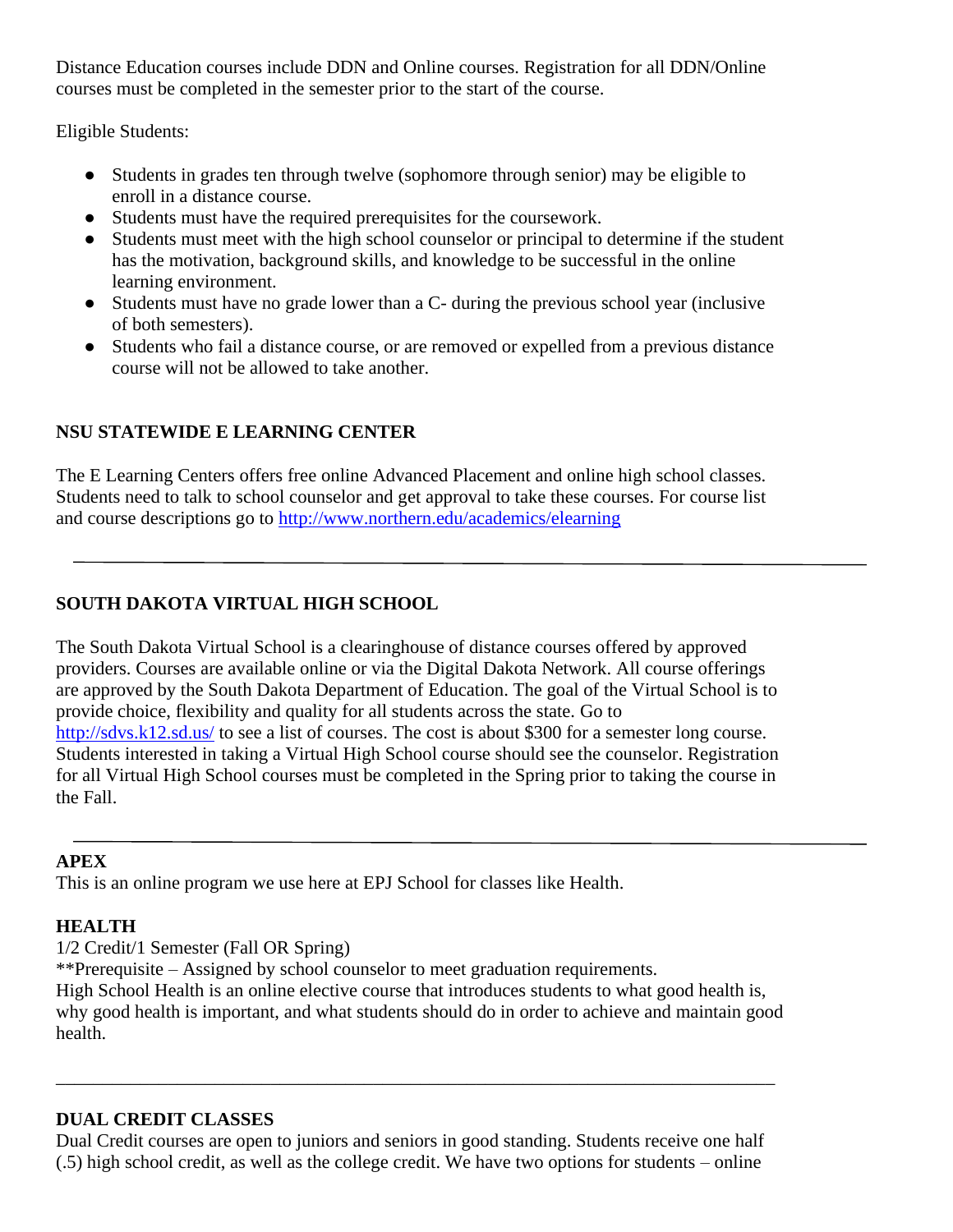Distance Education courses include DDN and Online courses. Registration for all DDN/Online courses must be completed in the semester prior to the start of the course.

Eligible Students:

- Students in grades ten through twelve (sophomore through senior) may be eligible to enroll in a distance course.
- Students must have the required prerequisites for the coursework.
- Students must meet with the high school counselor or principal to determine if the student has the motivation, background skills, and knowledge to be successful in the online learning environment.
- Students must have no grade lower than a C- during the previous school year (inclusive of both semesters).
- Students who fail a distance course, or are removed or expelled from a previous distance course will not be allowed to take another.

**NSU STATEWIDE E LEARNING CENTER**

The E Learning Centers offers free online Advanced Placement and online high school classes. Students need to talk to school counselor and get approval to take these courses. For course list and course descriptions go to [http://www.northern.edu/academics/elearning](http://www.northern.edu/academics/elearning)

---

**SOUTH DAKOTA VIRTUAL HIGH SCHOOL**

The South Dakota Virtual School is a clearinghouse of distance courses offered by approved providers. Courses are available online or via the Digital Dakota Network. All course offerings are approved by the South Dakota Department of Education. The goal of the Virtual School is to provide choice, flexibility and quality for all students across the state. Go to [http://sdvs.k12.sd.us/](http://sdvs.k12.sd.us/) to see a list of courses. The cost is about $300 for a semester long course. Students interested in taking a Virtual High School course should see the counselor. Registration for all Virtual High School courses must be completed in the Spring prior to taking the course in the Fall.

---

**APEX**
This is an online program we use here at EPJ School for classes like Health.

**HEALTH**
1/2 Credit/1 Semester (Fall OR Spring)
**Prerequisite – Assigned by school counselor to meet graduation requirements.
High School Health is an online elective course that introduces students to what good health is, why good health is important, and what students should do in order to achieve and maintain good health.

---

**DUAL CREDIT CLASSES**
Dual Credit courses are open to juniors and seniors in good standing. Students receive one half (.5) high school credit, as well as the college credit. We have two options for students – online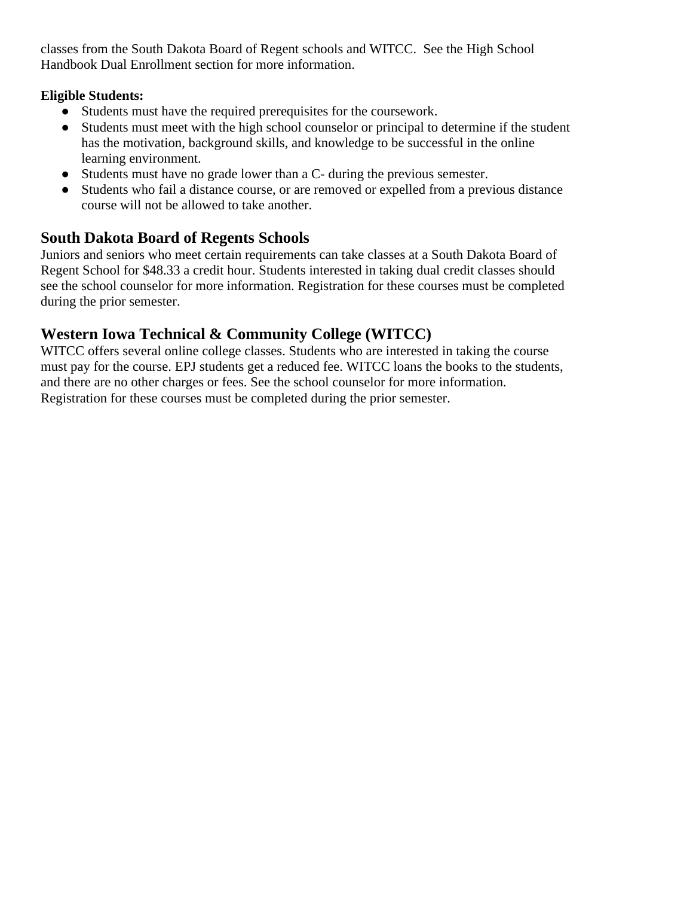classes from the South Dakota Board of Regent schools and WITCC.  See the High School Handbook Dual Enrollment section for more information.

**Eligible Students:**

- Students must have the required prerequisites for the coursework.
- Students must meet with the high school counselor or principal to determine if the student has the motivation, background skills, and knowledge to be successful in the online learning environment.
- Students must have no grade lower than a C- during the previous semester.
- Students who fail a distance course, or are removed or expelled from a previous distance course will not be allowed to take another.

## South Dakota Board of Regents Schools

Juniors and seniors who meet certain requirements can take classes at a South Dakota Board of Regent School for $48.33 a credit hour. Students interested in taking dual credit classes should see the school counselor for more information. Registration for these courses must be completed during the prior semester.

## Western Iowa Technical & Community College (WITCC)

WITCC offers several online college classes. Students who are interested in taking the course must pay for the course. EPJ students get a reduced fee. WITCC loans the books to the students, and there are no other charges or fees. See the school counselor for more information. Registration for these courses must be completed during the prior semester.